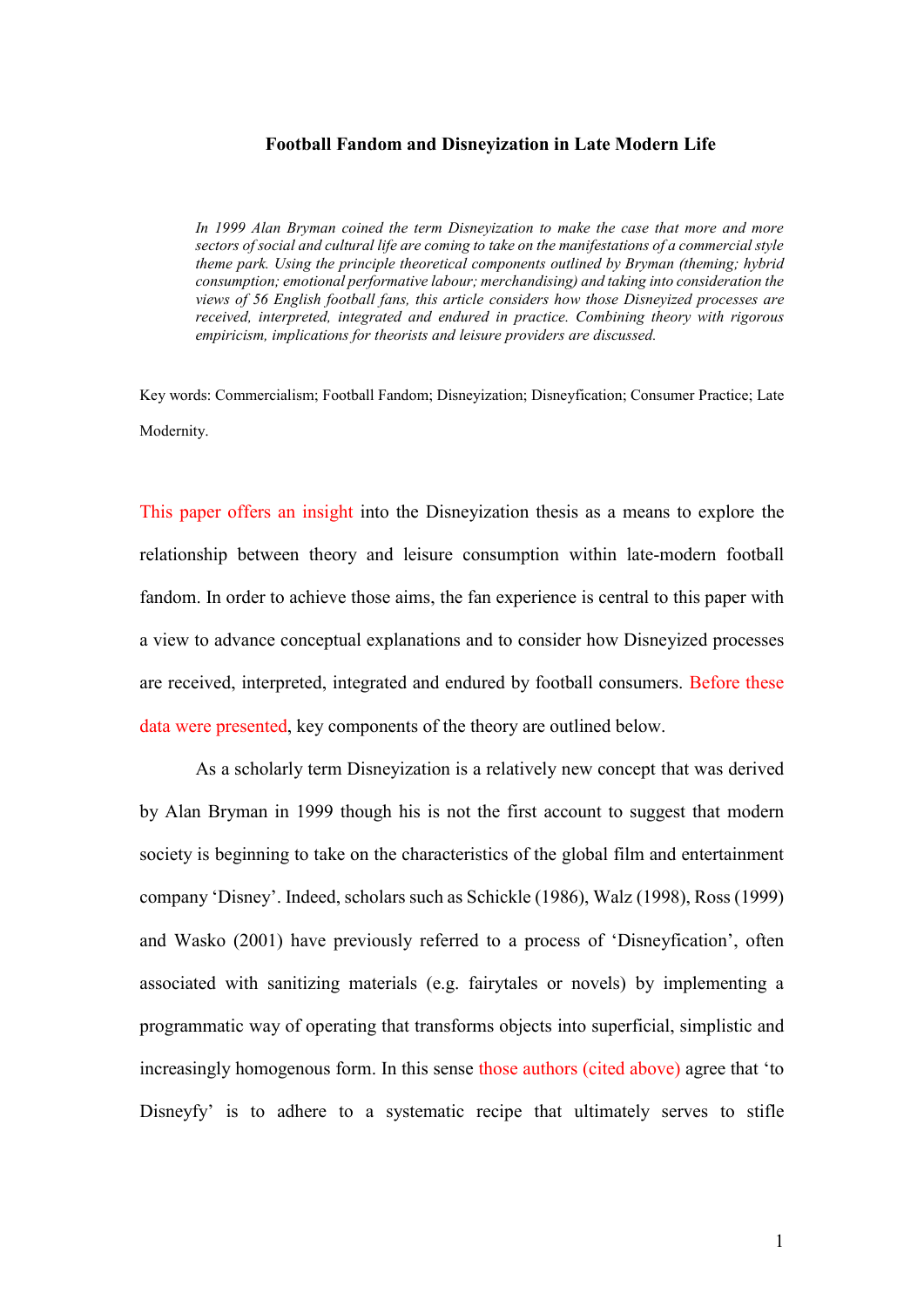# Football Fandom and Disneyization in Late Modern Life

*In 1999 Alan Bryman coined the term Disneyization to make the case that more and more sectors of social and cultural life are coming to take on the manifestations of a commercial style theme park. Using the principle theoretical components outlined by Bryman (theming; hybrid consumption; emotional performative labour; merchandising) and taking into consideration the views of 56 English football fans, this article considers how those Disneyized processes are received, interpreted, integrated and endured in practice. Combining theory with rigorous empiricism, implications for theorists and leisure providers are discussed.*

Key words: Commercialism; Football Fandom; Disneyization; Disneyfication; Consumer Practice; Late Modernity.

This paper offers an insight into the Disneyization thesis as a means to explore the relationship between theory and leisure consumption within late-modern football fandom. In order to achieve those aims, the fan experience is central to this paper with a view to advance conceptual explanations and to consider how Disneyized processes are received, interpreted, integrated and endured by football consumers. Before these data were presented, key components of the theory are outlined below.

As a scholarly term Disneyization is a relatively new concept that was derived by Alan Bryman in 1999 though his is not the first account to suggest that modern society is beginning to take on the characteristics of the global film and entertainment company 'Disney'. Indeed, scholars such as Schickle (1986), Walz (1998), Ross (1999) and Wasko (2001) have previously referred to a process of 'Disneyfication', often associated with sanitizing materials (e.g. fairytales or novels) by implementing a programmatic way of operating that transforms objects into superficial, simplistic and increasingly homogenous form. In this sense those authors (cited above) agree that 'to Disneyfy' is to adhere to a systematic recipe that ultimately serves to stifle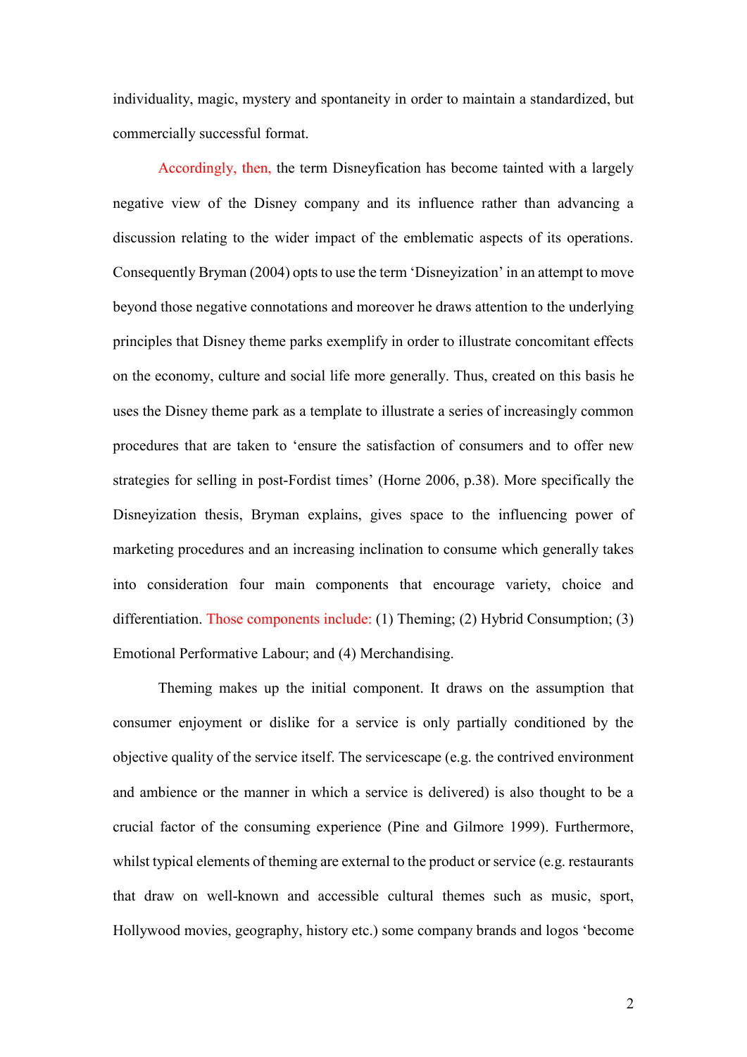individuality, magic, mystery and spontaneity in order to maintain a standardized, but commercially successful format.

Accordingly, then, the term Disneyfication has become tainted with a largely negative view of the Disney company and its influence rather than advancing a discussion relating to the wider impact of the emblematic aspects of its operations. Consequently Bryman (2004) opts to use the term 'Disneyization' in an attempt to move beyond those negative connotations and moreover he draws attention to the underlying principles that Disney theme parks exemplify in order to illustrate concomitant effects on the economy, culture and social life more generally. Thus, created on this basis he uses the Disney theme park as a template to illustrate a series of increasingly common procedures that are taken to 'ensure the satisfaction of consumers and to offer new strategies for selling in post-Fordist times' (Horne 2006, p.38). More specifically the Disneyization thesis, Bryman explains, gives space to the influencing power of marketing procedures and an increasing inclination to consume which generally takes into consideration four main components that encourage variety, choice and differentiation. Those components include: (1) Theming; (2) Hybrid Consumption; (3) Emotional Performative Labour; and (4) Merchandising.

Theming makes up the initial component. It draws on the assumption that consumer enjoyment or dislike for a service is only partially conditioned by the objective quality of the service itself. The servicescape (e.g. the contrived environment and ambience or the manner in which a service is delivered) is also thought to be a crucial factor of the consuming experience (Pine and Gilmore 1999). Furthermore, whilst typical elements of theming are external to the product or service (e.g. restaurants that draw on well-known and accessible cultural themes such as music, sport, Hollywood movies, geography, history etc.) some company brands and logos 'become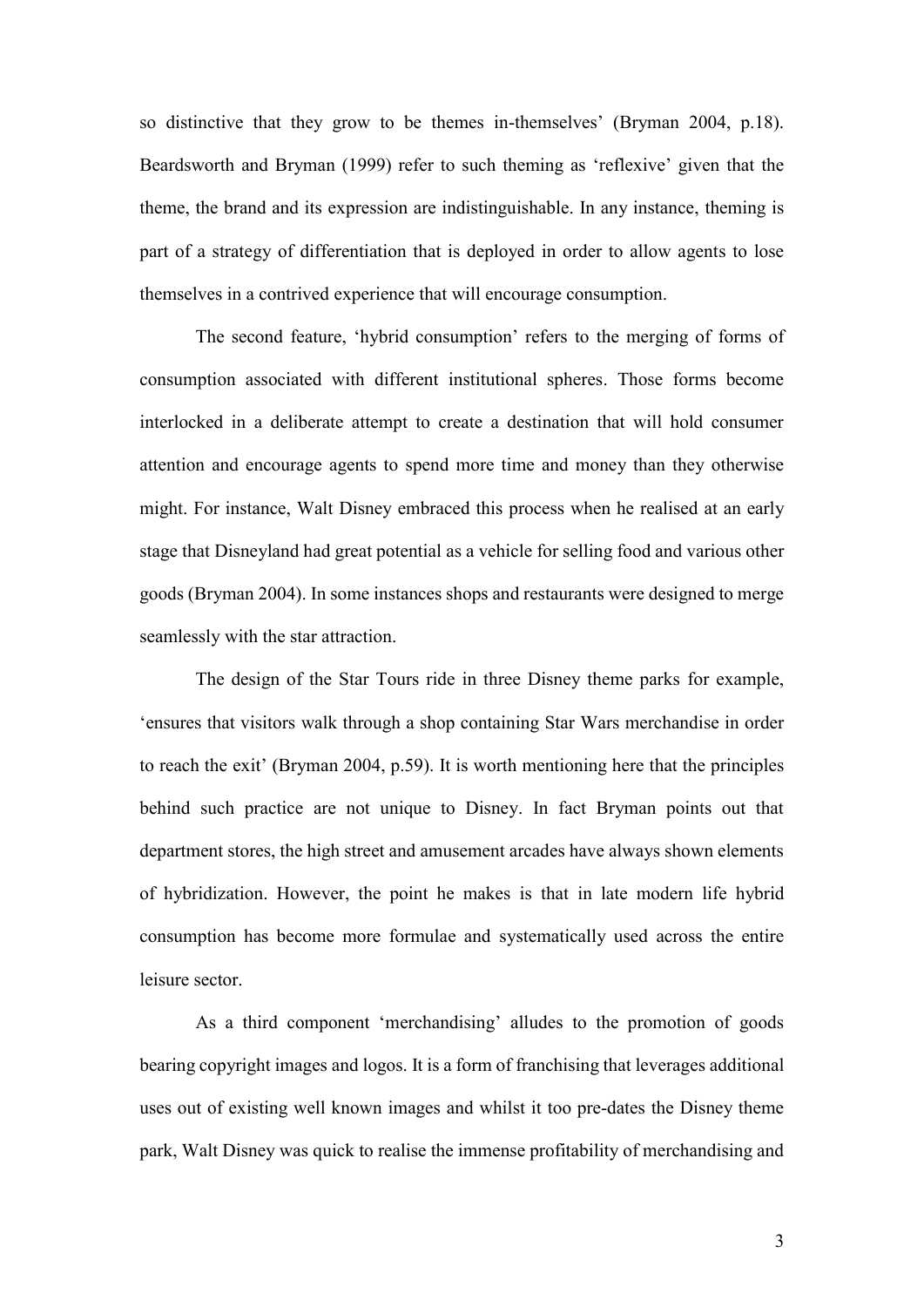so distinctive that they grow to be themes in-themselves' (Bryman 2004, p.18). Beardsworth and Bryman (1999) refer to such theming as 'reflexive' given that the theme, the brand and its expression are indistinguishable. In any instance, theming is part of a strategy of differentiation that is deployed in order to allow agents to lose themselves in a contrived experience that will encourage consumption.

The second feature, 'hybrid consumption' refers to the merging of forms of consumption associated with different institutional spheres. Those forms become interlocked in a deliberate attempt to create a destination that will hold consumer attention and encourage agents to spend more time and money than they otherwise might. For instance, Walt Disney embraced this process when he realised at an early stage that Disneyland had great potential as a vehicle for selling food and various other goods (Bryman 2004). In some instances shops and restaurants were designed to merge seamlessly with the star attraction.

The design of the Star Tours ride in three Disney theme parks for example, 'ensures that visitors walk through a shop containing Star Wars merchandise in order to reach the exit' (Bryman 2004, p.59). It is worth mentioning here that the principles behind such practice are not unique to Disney. In fact Bryman points out that department stores, the high street and amusement arcades have always shown elements of hybridization. However, the point he makes is that in late modern life hybrid consumption has become more formulae and systematically used across the entire leisure sector.

As a third component 'merchandising' alludes to the promotion of goods bearing copyright images and logos. It is a form of franchising that leverages additional uses out of existing well known images and whilst it too pre-dates the Disney theme park, Walt Disney was quick to realise the immense profitability of merchandising and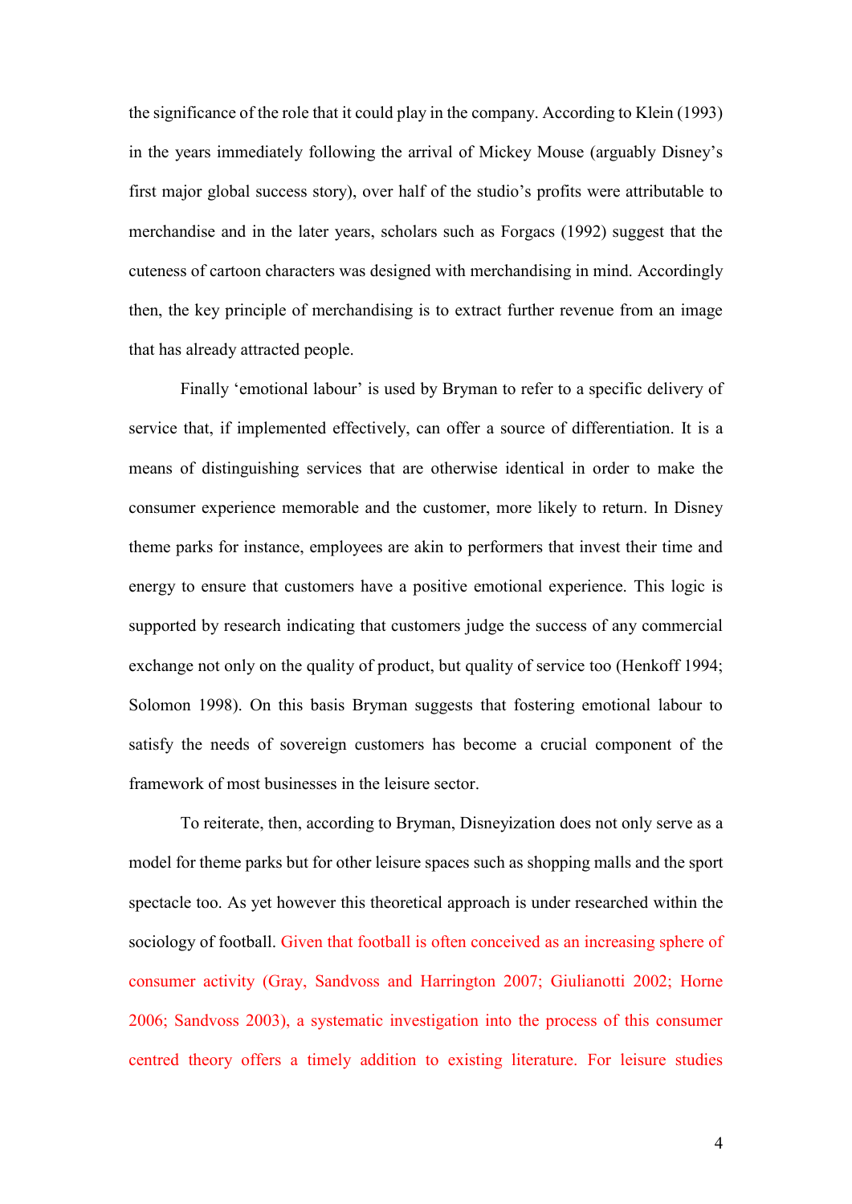the significance of the role that it could play in the company. According to Klein (1993) in the years immediately following the arrival of Mickey Mouse (arguably Disney's first major global success story), over half of the studio's profits were attributable to merchandise and in the later years, scholars such as Forgacs (1992) suggest that the cuteness of cartoon characters was designed with merchandising in mind. Accordingly then, the key principle of merchandising is to extract further revenue from an image that has already attracted people.

Finally 'emotional labour' is used by Bryman to refer to a specific delivery of service that, if implemented effectively, can offer a source of differentiation. It is a means of distinguishing services that are otherwise identical in order to make the consumer experience memorable and the customer, more likely to return. In Disney theme parks for instance, employees are akin to performers that invest their time and energy to ensure that customers have a positive emotional experience. This logic is supported by research indicating that customers judge the success of any commercial exchange not only on the quality of product, but quality of service too (Henkoff 1994; Solomon 1998). On this basis Bryman suggests that fostering emotional labour to satisfy the needs of sovereign customers has become a crucial component of the framework of most businesses in the leisure sector.

To reiterate, then, according to Bryman, Disneyization does not only serve as a model for theme parks but for other leisure spaces such as shopping malls and the sport spectacle too. As yet however this theoretical approach is under researched within the sociology of football. Given that football is often conceived as an increasing sphere of consumer activity (Gray, Sandvoss and Harrington 2007; Giulianotti 2002; Horne 2006; Sandvoss 2003), a systematic investigation into the process of this consumer centred theory offers a timely addition to existing literature. For leisure studies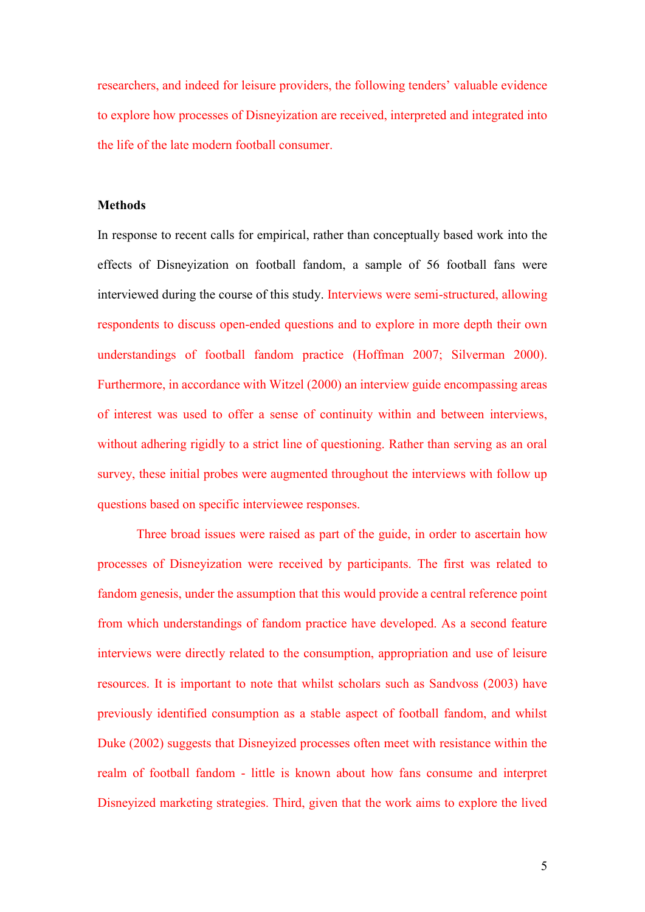researchers, and indeed for leisure providers, the following tenders' valuable evidence to explore how processes of Disneyization are received, interpreted and integrated into the life of the late modern football consumer.

## Methods

In response to recent calls for empirical, rather than conceptually based work into the effects of Disneyization on football fandom, a sample of 56 football fans were interviewed during the course of this study. Interviews were semi-structured, allowing respondents to discuss open-ended questions and to explore in more depth their own understandings of football fandom practice (Hoffman 2007; Silverman 2000). Furthermore, in accordance with Witzel (2000) an interview guide encompassing areas of interest was used to offer a sense of continuity within and between interviews, without adhering rigidly to a strict line of questioning. Rather than serving as an oral survey, these initial probes were augmented throughout the interviews with follow up questions based on specific interviewee responses.

Three broad issues were raised as part of the guide, in order to ascertain how processes of Disneyization were received by participants. The first was related to fandom genesis, under the assumption that this would provide a central reference point from which understandings of fandom practice have developed. As a second feature interviews were directly related to the consumption, appropriation and use of leisure resources. It is important to note that whilst scholars such as Sandvoss (2003) have previously identified consumption as a stable aspect of football fandom, and whilst Duke (2002) suggests that Disneyized processes often meet with resistance within the realm of football fandom - little is known about how fans consume and interpret Disneyized marketing strategies. Third, given that the work aims to explore the lived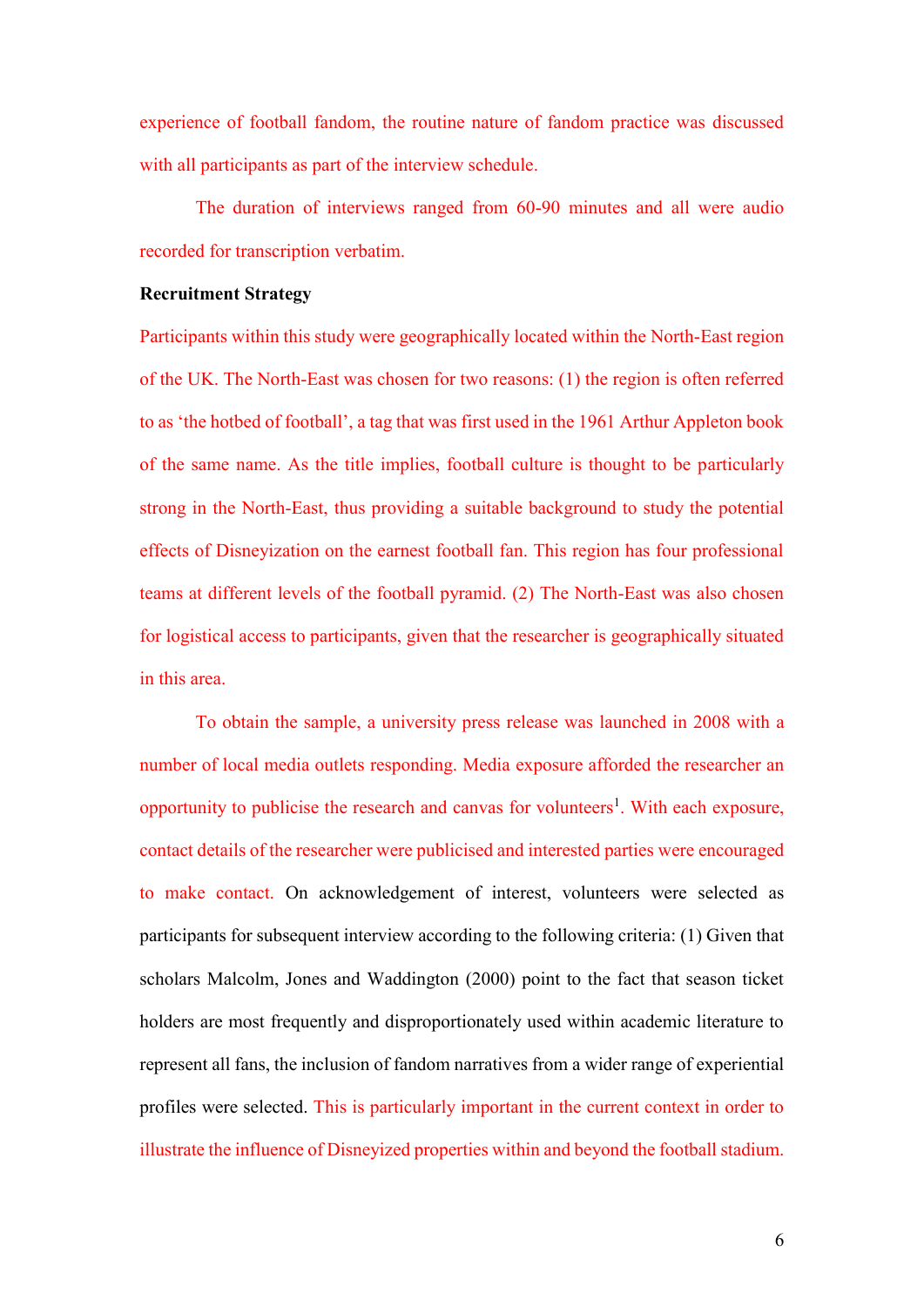experience of football fandom, the routine nature of fandom practice was discussed with all participants as part of the interview schedule.

The duration of interviews ranged from 60-90 minutes and all were audio recorded for transcription verbatim.

**Recruitment Strategy**

Participants within this study were geographically located within the North-East region of the UK. The North-East was chosen for two reasons: (1) the region is often referred to as 'the hotbed of football', a tag that was first used in the 1961 Arthur Appleton book of the same name. As the title implies, football culture is thought to be particularly strong in the North-East, thus providing a suitable background to study the potential effects of Disneyization on the earnest football fan. This region has four professional teams at different levels of the football pyramid. (2) The North-East was also chosen for logistical access to participants, given that the researcher is geographically situated in this area.

To obtain the sample, a university press release was launched in 2008 with a number of local media outlets responding. Media exposure afforded the researcher an opportunity to publicise the research and canvas for volunteers[1]. With each exposure, contact details of the researcher were publicised and interested parties were encouraged to make contact. On acknowledgement of interest, volunteers were selected as participants for subsequent interview according to the following criteria: (1) Given that scholars Malcolm, Jones and Waddington (2000) point to the fact that season ticket holders are most frequently and disproportionately used within academic literature to represent all fans, the inclusion of fandom narratives from a wider range of experiential profiles were selected. This is particularly important in the current context in order to illustrate the influence of Disneyized properties within and beyond the football stadium.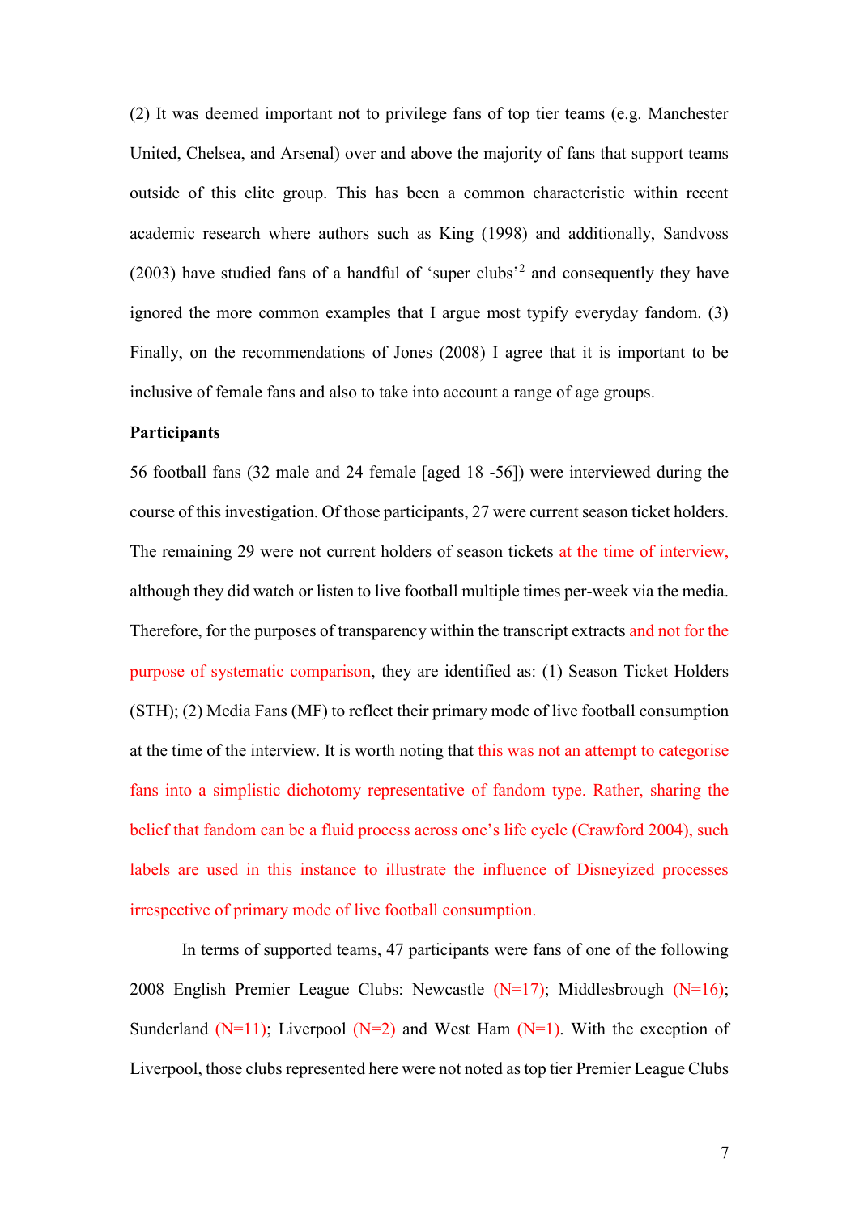(2) It was deemed important not to privilege fans of top tier teams (e.g. Manchester United, Chelsea, and Arsenal) over and above the majority of fans that support teams outside of this elite group. This has been a common characteristic within recent academic research where authors such as King (1998) and additionally, Sandvoss (2003) have studied fans of a handful of 'super clubs'[2] and consequently they have ignored the more common examples that I argue most typify everyday fandom. (3) Finally, on the recommendations of Jones (2008) I agree that it is important to be inclusive of female fans and also to take into account a range of age groups.

**Participants**

56 football fans (32 male and 24 female [aged 18 -56]) were interviewed during the course of this investigation. Of those participants, 27 were current season ticket holders. The remaining 29 were not current holders of season tickets at the time of interview, although they did watch or listen to live football multiple times per-week via the media. Therefore, for the purposes of transparency within the transcript extracts and not for the purpose of systematic comparison, they are identified as: (1) Season Ticket Holders (STH); (2) Media Fans (MF) to reflect their primary mode of live football consumption at the time of the interview. It is worth noting that this was not an attempt to categorise fans into a simplistic dichotomy representative of fandom type. Rather, sharing the belief that fandom can be a fluid process across one's life cycle (Crawford 2004), such labels are used in this instance to illustrate the influence of Disneyized processes irrespective of primary mode of live football consumption.

In terms of supported teams, 47 participants were fans of one of the following 2008 English Premier League Clubs: Newcastle (N=17); Middlesbrough (N=16); Sunderland (N=11); Liverpool (N=2) and West Ham (N=1). With the exception of Liverpool, those clubs represented here were not noted as top tier Premier League Clubs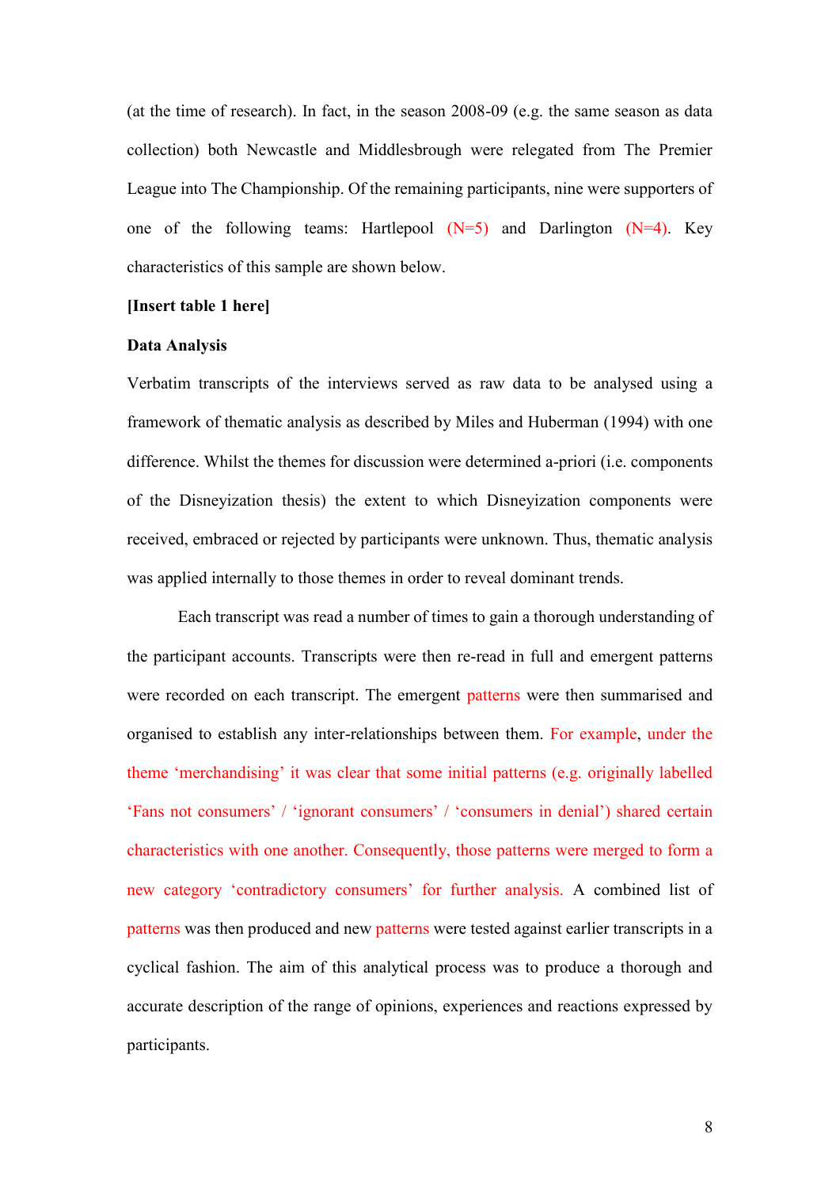(at the time of research). In fact, in the season 2008-09 (e.g. the same season as data collection) both Newcastle and Middlesbrough were relegated from The Premier League into The Championship. Of the remaining participants, nine were supporters of one of the following teams: Hartlepool (N=5) and Darlington (N=4). Key characteristics of this sample are shown below.

**[Insert table 1 here]**

**Data Analysis**

Verbatim transcripts of the interviews served as raw data to be analysed using a framework of thematic analysis as described by Miles and Huberman (1994) with one difference. Whilst the themes for discussion were determined a-priori (i.e. components of the Disneyization thesis) the extent to which Disneyization components were received, embraced or rejected by participants were unknown. Thus, thematic analysis was applied internally to those themes in order to reveal dominant trends.

Each transcript was read a number of times to gain a thorough understanding of the participant accounts. Transcripts were then re-read in full and emergent patterns were recorded on each transcript. The emergent patterns were then summarised and organised to establish any inter-relationships between them. For example, under the theme 'merchandising' it was clear that some initial patterns (e.g. originally labelled 'Fans not consumers' / 'ignorant consumers' / 'consumers in denial') shared certain characteristics with one another. Consequently, those patterns were merged to form a new category 'contradictory consumers' for further analysis. A combined list of patterns was then produced and new patterns were tested against earlier transcripts in a cyclical fashion. The aim of this analytical process was to produce a thorough and accurate description of the range of opinions, experiences and reactions expressed by participants.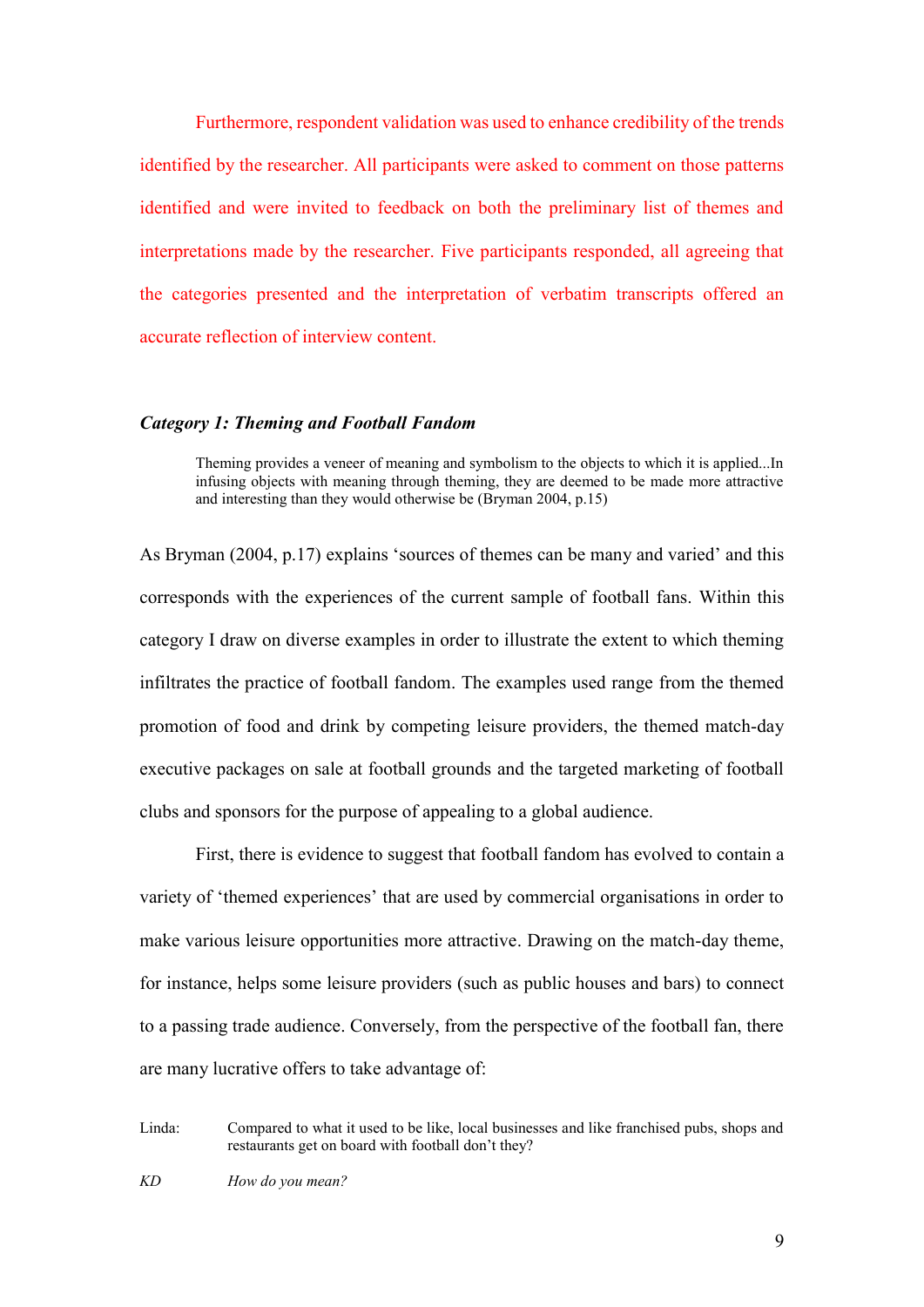Furthermore, respondent validation was used to enhance credibility of the trends identified by the researcher. All participants were asked to comment on those patterns identified and were invited to feedback on both the preliminary list of themes and interpretations made by the researcher. Five participants responded, all agreeing that the categories presented and the interpretation of verbatim transcripts offered an accurate reflection of interview content.

### *Category 1: Theming and Football Fandom*

> Theming provides a veneer of meaning and symbolism to the objects to which it is applied...In infusing objects with meaning through theming, they are deemed to be made more attractive and interesting than they would otherwise be (Bryman 2004, p.15)

As Bryman (2004, p.17) explains 'sources of themes can be many and varied' and this corresponds with the experiences of the current sample of football fans. Within this category I draw on diverse examples in order to illustrate the extent to which theming infiltrates the practice of football fandom. The examples used range from the themed promotion of food and drink by competing leisure providers, the themed match-day executive packages on sale at football grounds and the targeted marketing of football clubs and sponsors for the purpose of appealing to a global audience.

First, there is evidence to suggest that football fandom has evolved to contain a variety of 'themed experiences' that are used by commercial organisations in order to make various leisure opportunities more attractive. Drawing on the match-day theme, for instance, helps some leisure providers (such as public houses and bars) to connect to a passing trade audience. Conversely, from the perspective of the football fan, there are many lucrative offers to take advantage of:

Linda: Compared to what it used to be like, local businesses and like franchised pubs, shops and restaurants get on board with football don't they?

*KD* *How do you mean?*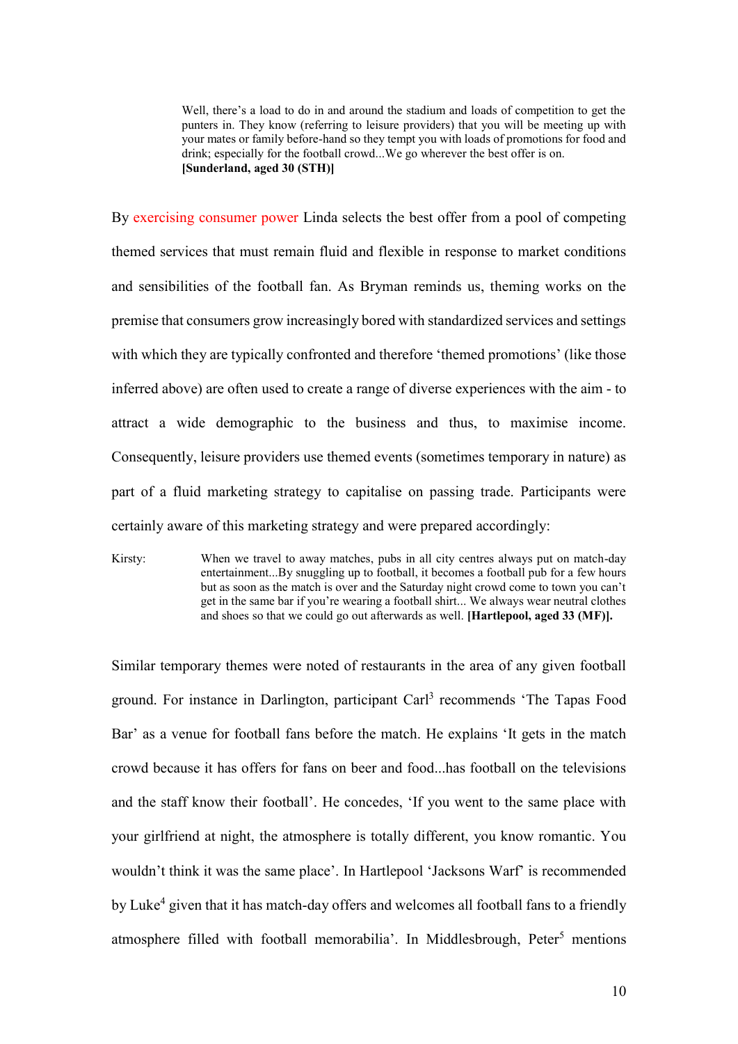> Well, there's a load to do in and around the stadium and loads of competition to get the punters in. They know (referring to leisure providers) that you will be meeting up with your mates or family before-hand so they tempt you with loads of promotions for food and drink; especially for the football crowd...We go wherever the best offer is on.
> **[Sunderland, aged 30 (STH)]**

By exercising consumer power Linda selects the best offer from a pool of competing themed services that must remain fluid and flexible in response to market conditions and sensibilities of the football fan. As Bryman reminds us, theming works on the premise that consumers grow increasingly bored with standardized services and settings with which they are typically confronted and therefore 'themed promotions' (like those inferred above) are often used to create a range of diverse experiences with the aim - to attract a wide demographic to the business and thus, to maximise income. Consequently, leisure providers use themed events (sometimes temporary in nature) as part of a fluid marketing strategy to capitalise on passing trade. Participants were certainly aware of this marketing strategy and were prepared accordingly:

> Kirsty: When we travel to away matches, pubs in all city centres always put on match-day entertainment...By snuggling up to football, it becomes a football pub for a few hours but as soon as the match is over and the Saturday night crowd come to town you can't get in the same bar if you're wearing a football shirt... We always wear neutral clothes and shoes so that we could go out afterwards as well. **[Hartlepool, aged 33 (MF)].**

Similar temporary themes were noted of restaurants in the area of any given football ground. For instance in Darlington, participant Carl[3] recommends 'The Tapas Food Bar' as a venue for football fans before the match. He explains 'It gets in the match crowd because it has offers for fans on beer and food...has football on the televisions and the staff know their football'. He concedes, 'If you went to the same place with your girlfriend at night, the atmosphere is totally different, you know romantic. You wouldn't think it was the same place'. In Hartlepool 'Jacksons Warf' is recommended by Luke[4] given that it has match-day offers and welcomes all football fans to a friendly atmosphere filled with football memorabilia'. In Middlesbrough, Peter[5] mentions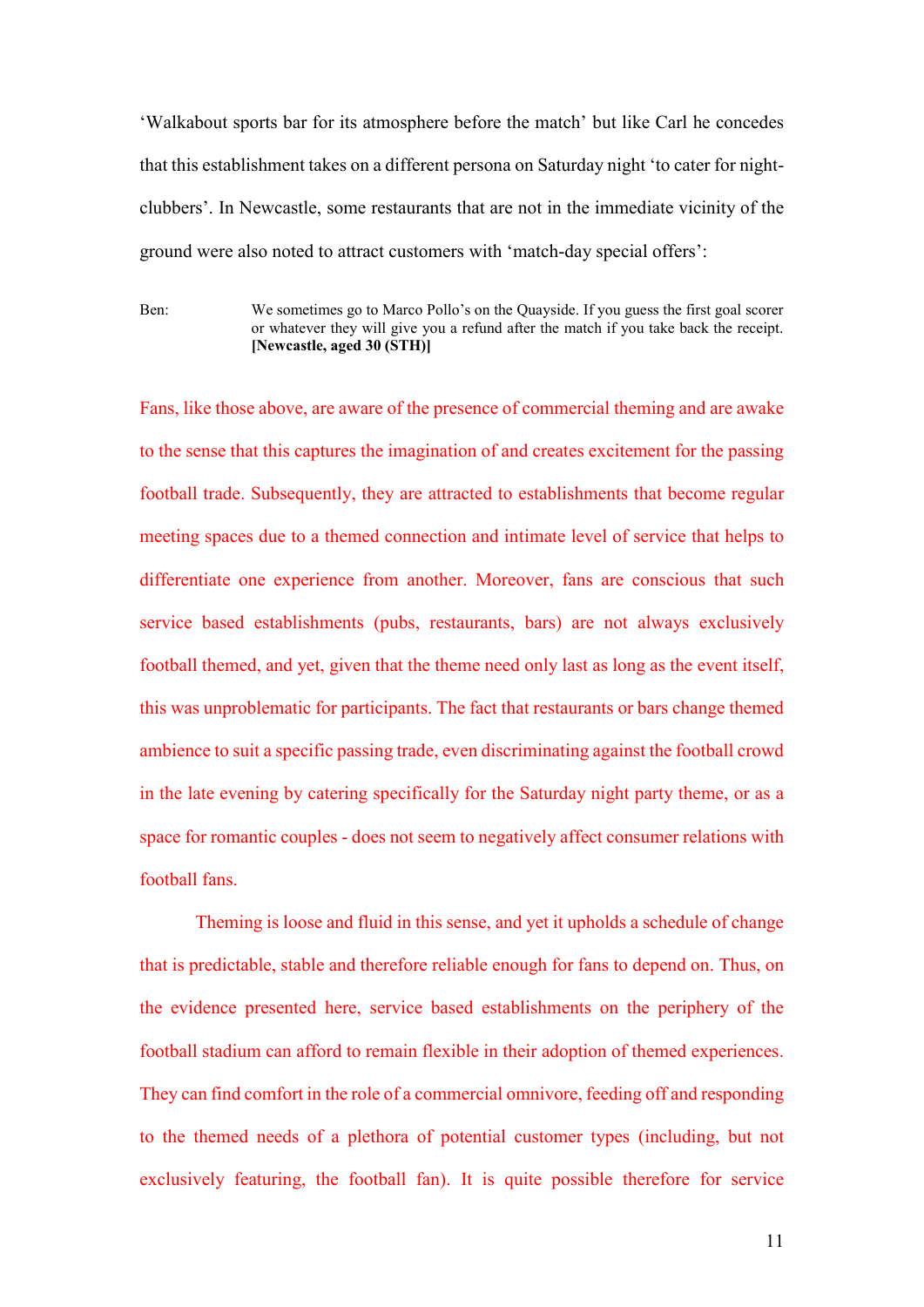'Walkabout sports bar for its atmosphere before the match' but like Carl he concedes that this establishment takes on a different persona on Saturday night 'to cater for night-clubbers'. In Newcastle, some restaurants that are not in the immediate vicinity of the ground were also noted to attract customers with 'match-day special offers':

> Ben: We sometimes go to Marco Pollo's on the Quayside. If you guess the first goal scorer or whatever they will give you a refund after the match if you take back the receipt. **[Newcastle, aged 30 (STH)]**

Fans, like those above, are aware of the presence of commercial theming and are awake to the sense that this captures the imagination of and creates excitement for the passing football trade. Subsequently, they are attracted to establishments that become regular meeting spaces due to a themed connection and intimate level of service that helps to differentiate one experience from another. Moreover, fans are conscious that such service based establishments (pubs, restaurants, bars) are not always exclusively football themed, and yet, given that the theme need only last as long as the event itself, this was unproblematic for participants. The fact that restaurants or bars change themed ambience to suit a specific passing trade, even discriminating against the football crowd in the late evening by catering specifically for the Saturday night party theme, or as a space for romantic couples - does not seem to negatively affect consumer relations with football fans.

Theming is loose and fluid in this sense, and yet it upholds a schedule of change that is predictable, stable and therefore reliable enough for fans to depend on. Thus, on the evidence presented here, service based establishments on the periphery of the football stadium can afford to remain flexible in their adoption of themed experiences. They can find comfort in the role of a commercial omnivore, feeding off and responding to the themed needs of a plethora of potential customer types (including, but not exclusively featuring, the football fan). It is quite possible therefore for service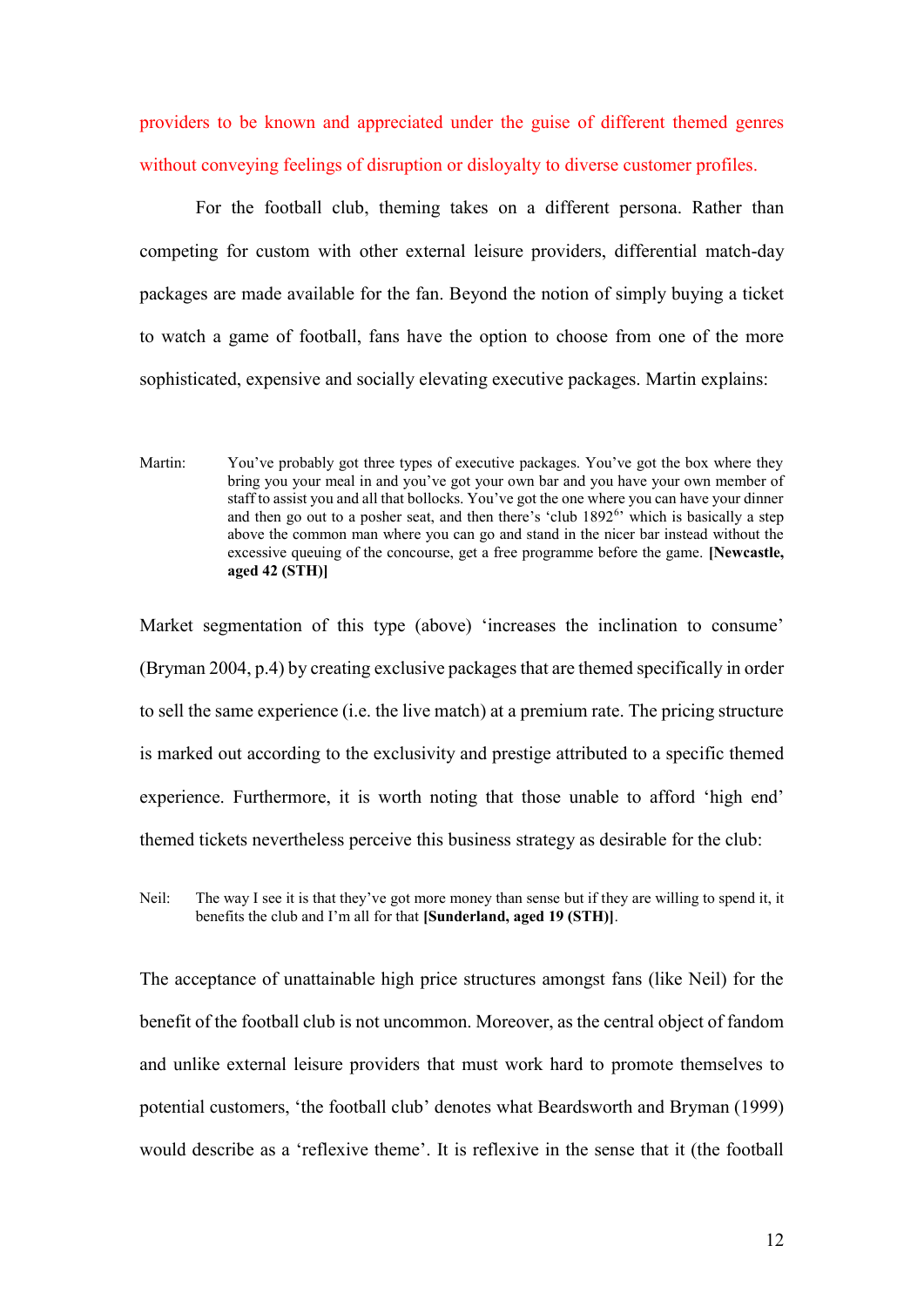providers to be known and appreciated under the guise of different themed genres without conveying feelings of disruption or disloyalty to diverse customer profiles.

For the football club, theming takes on a different persona. Rather than competing for custom with other external leisure providers, differential match-day packages are made available for the fan. Beyond the notion of simply buying a ticket to watch a game of football, fans have the option to choose from one of the more sophisticated, expensive and socially elevating executive packages. Martin explains:

> Martin: You've probably got three types of executive packages. You've got the box where they bring you your meal in and you've got your own bar and you have your own member of staff to assist you and all that bollocks. You've got the one where you can have your dinner and then go out to a posher seat, and then there's 'club 1892[6]' which is basically a step above the common man where you can go and stand in the nicer bar instead without the excessive queuing of the concourse, get a free programme before the game. **[Newcastle, aged 42 (STH)]**

Market segmentation of this type (above) 'increases the inclination to consume' (Bryman 2004, p.4) by creating exclusive packages that are themed specifically in order to sell the same experience (i.e. the live match) at a premium rate. The pricing structure is marked out according to the exclusivity and prestige attributed to a specific themed experience. Furthermore, it is worth noting that those unable to afford 'high end' themed tickets nevertheless perceive this business strategy as desirable for the club:

> Neil: The way I see it is that they've got more money than sense but if they are willing to spend it, it benefits the club and I'm all for that **[Sunderland, aged 19 (STH)]**.

The acceptance of unattainable high price structures amongst fans (like Neil) for the benefit of the football club is not uncommon. Moreover, as the central object of fandom and unlike external leisure providers that must work hard to promote themselves to potential customers, 'the football club' denotes what Beardsworth and Bryman (1999) would describe as a 'reflexive theme'. It is reflexive in the sense that it (the football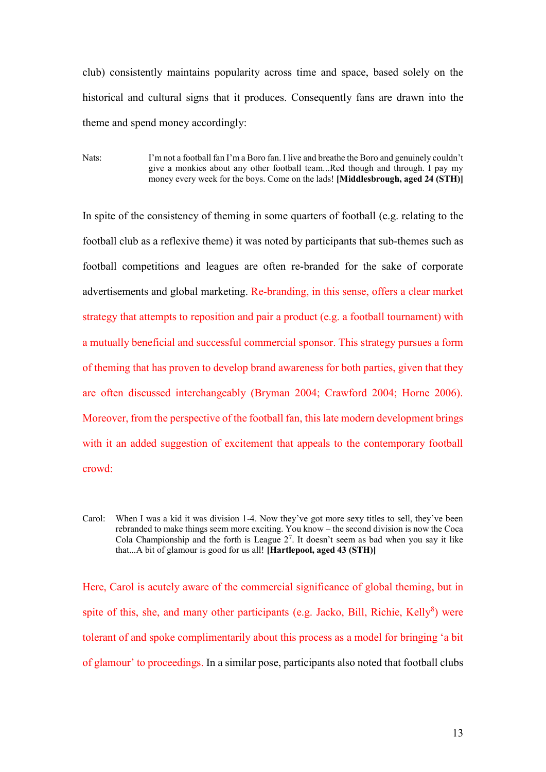club) consistently maintains popularity across time and space, based solely on the historical and cultural signs that it produces. Consequently fans are drawn into the theme and spend money accordingly:

> Nats: I'm not a football fan I'm a Boro fan. I live and breathe the Boro and genuinely couldn't give a monkies about any other football team...Red though and through. I pay my money every week for the boys. Come on the lads! **[Middlesbrough, aged 24 (STH)]**

In spite of the consistency of theming in some quarters of football (e.g. relating to the football club as a reflexive theme) it was noted by participants that sub-themes such as football competitions and leagues are often re-branded for the sake of corporate advertisements and global marketing. Re-branding, in this sense, offers a clear market strategy that attempts to reposition and pair a product (e.g. a football tournament) with a mutually beneficial and successful commercial sponsor. This strategy pursues a form of theming that has proven to develop brand awareness for both parties, given that they are often discussed interchangeably (Bryman 2004; Crawford 2004; Horne 2006). Moreover, from the perspective of the football fan, this late modern development brings with it an added suggestion of excitement that appeals to the contemporary football crowd:

> Carol: When I was a kid it was division 1-4. Now they've got more sexy titles to sell, they've been rebranded to make things seem more exciting. You know – the second division is now the Coca Cola Championship and the forth is League 2[7]. It doesn't seem as bad when you say it like that...A bit of glamour is good for us all! **[Hartlepool, aged 43 (STH)]**

Here, Carol is acutely aware of the commercial significance of global theming, but in spite of this, she, and many other participants (e.g. Jacko, Bill, Richie, Kelly[8]) were tolerant of and spoke complimentarily about this process as a model for bringing 'a bit of glamour' to proceedings. In a similar pose, participants also noted that football clubs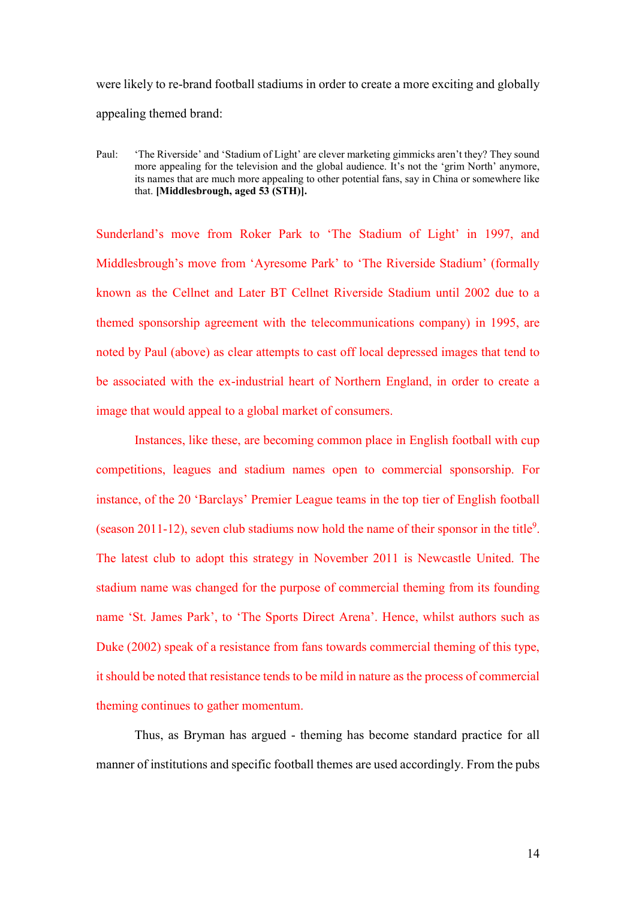were likely to re-brand football stadiums in order to create a more exciting and globally appealing themed brand:

> Paul: 'The Riverside' and 'Stadium of Light' are clever marketing gimmicks aren't they? They sound more appealing for the television and the global audience. It's not the 'grim North' anymore, its names that are much more appealing to other potential fans, say in China or somewhere like that. **[Middlesbrough, aged 53 (STH)].**

Sunderland's move from Roker Park to 'The Stadium of Light' in 1997, and Middlesbrough's move from 'Ayresome Park' to 'The Riverside Stadium' (formally known as the Cellnet and Later BT Cellnet Riverside Stadium until 2002 due to a themed sponsorship agreement with the telecommunications company) in 1995, are noted by Paul (above) as clear attempts to cast off local depressed images that tend to be associated with the ex-industrial heart of Northern England, in order to create a image that would appeal to a global market of consumers.

Instances, like these, are becoming common place in English football with cup competitions, leagues and stadium names open to commercial sponsorship. For instance, of the 20 'Barclays' Premier League teams in the top tier of English football (season 2011-12), seven club stadiums now hold the name of their sponsor in the title[9]. The latest club to adopt this strategy in November 2011 is Newcastle United. The stadium name was changed for the purpose of commercial theming from its founding name 'St. James Park', to 'The Sports Direct Arena'. Hence, whilst authors such as Duke (2002) speak of a resistance from fans towards commercial theming of this type, it should be noted that resistance tends to be mild in nature as the process of commercial theming continues to gather momentum.

Thus, as Bryman has argued - theming has become standard practice for all manner of institutions and specific football themes are used accordingly. From the pubs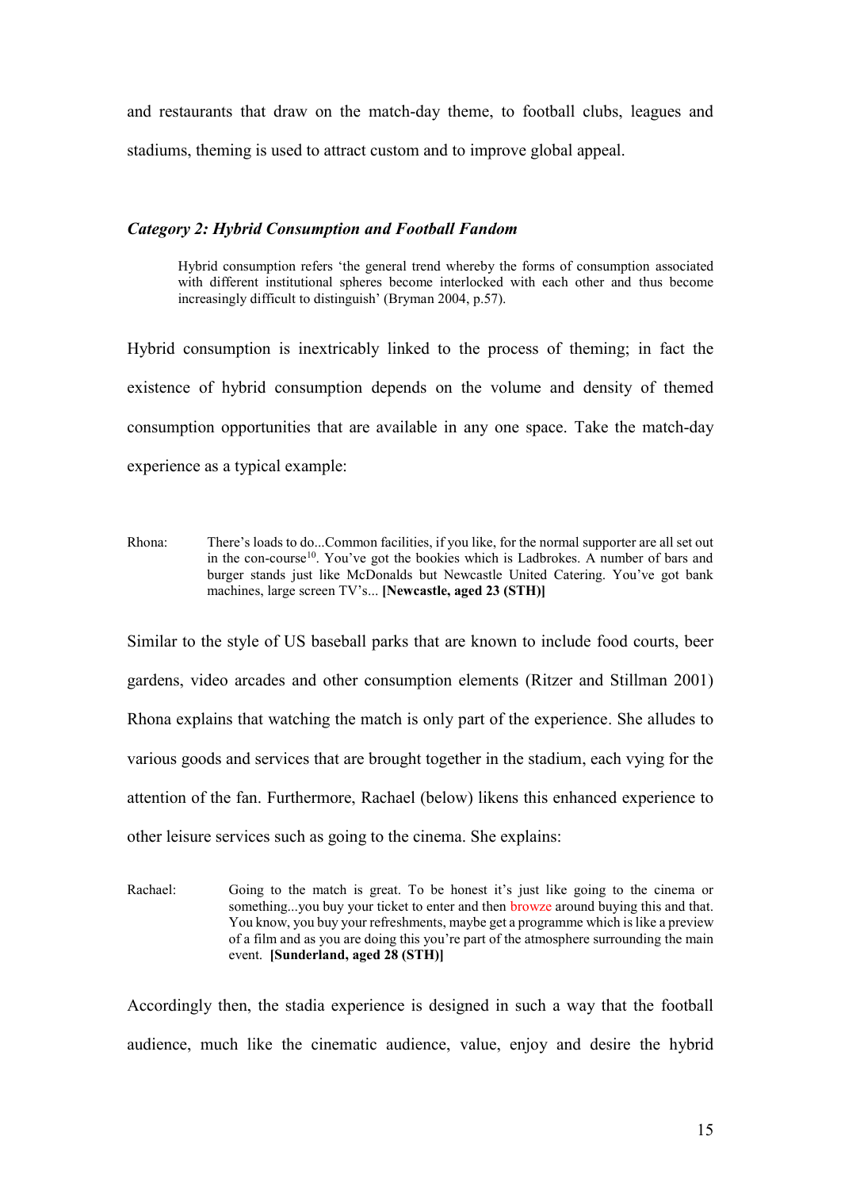and restaurants that draw on the match-day theme, to football clubs, leagues and stadiums, theming is used to attract custom and to improve global appeal.

### *Category 2: Hybrid Consumption and Football Fandom*

> Hybrid consumption refers 'the general trend whereby the forms of consumption associated with different institutional spheres become interlocked with each other and thus become increasingly difficult to distinguish' (Bryman 2004, p.57).

Hybrid consumption is inextricably linked to the process of theming; in fact the existence of hybrid consumption depends on the volume and density of themed consumption opportunities that are available in any one space. Take the match-day experience as a typical example:

> Rhona: There's loads to do...Common facilities, if you like, for the normal supporter are all set out in the con-course[10]. You've got the bookies which is Ladbrokes. A number of bars and burger stands just like McDonalds but Newcastle United Catering. You've got bank machines, large screen TV's... **[Newcastle, aged 23 (STH)]**

Similar to the style of US baseball parks that are known to include food courts, beer gardens, video arcades and other consumption elements (Ritzer and Stillman 2001) Rhona explains that watching the match is only part of the experience. She alludes to various goods and services that are brought together in the stadium, each vying for the attention of the fan. Furthermore, Rachael (below) likens this enhanced experience to other leisure services such as going to the cinema. She explains:

> Rachael: Going to the match is great. To be honest it's just like going to the cinema or something...you buy your ticket to enter and then browze around buying this and that. You know, you buy your refreshments, maybe get a programme which is like a preview of a film and as you are doing this you're part of the atmosphere surrounding the main event. **[Sunderland, aged 28 (STH)]**

Accordingly then, the stadia experience is designed in such a way that the football audience, much like the cinematic audience, value, enjoy and desire the hybrid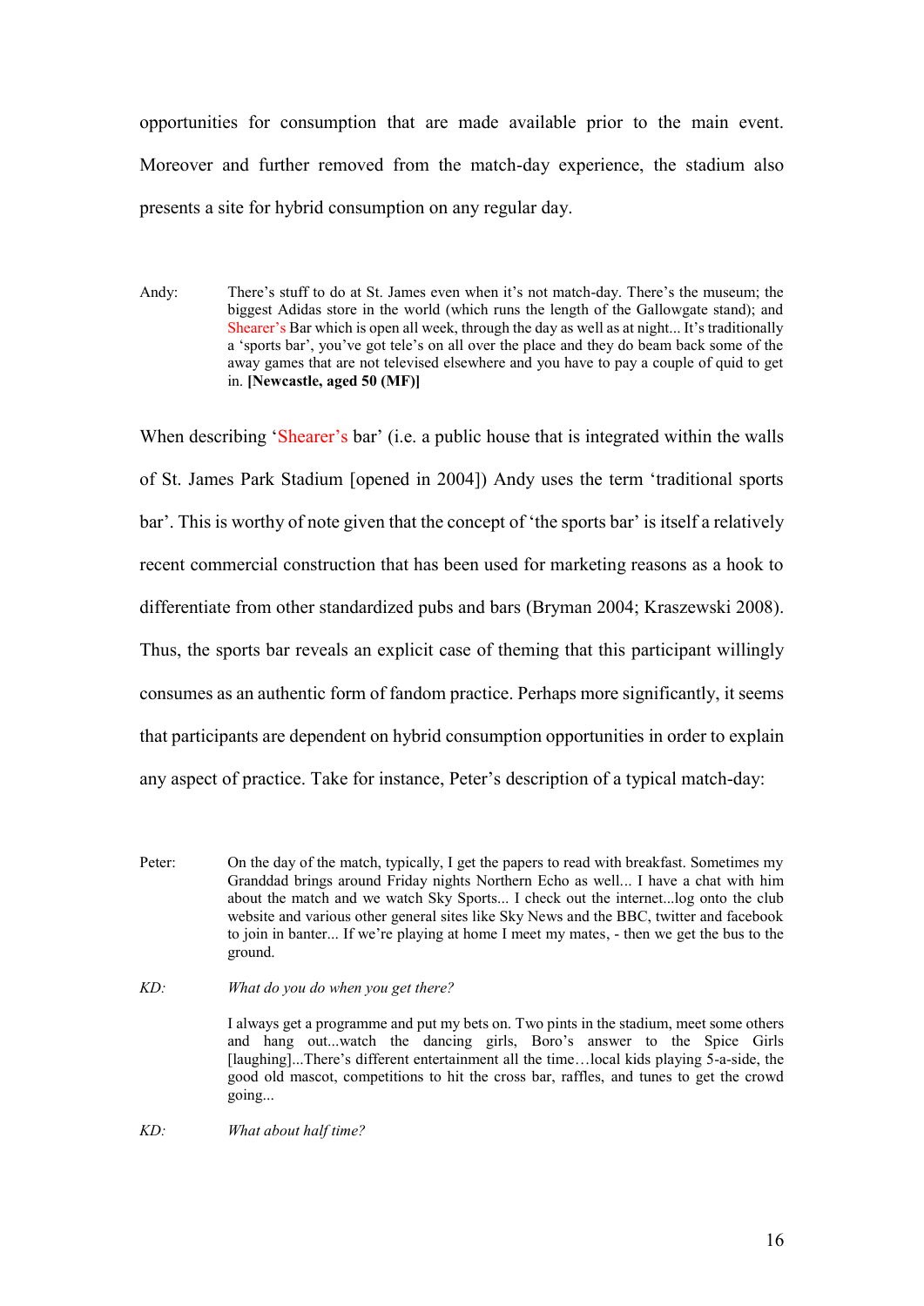opportunities for consumption that are made available prior to the main event. Moreover and further removed from the match-day experience, the stadium also presents a site for hybrid consumption on any regular day.

Andy: There's stuff to do at St. James even when it's not match-day. There's the museum; the biggest Adidas store in the world (which runs the length of the Gallowgate stand); and Shearer's Bar which is open all week, through the day as well as at night... It's traditionally a 'sports bar', you've got tele's on all over the place and they do beam back some of the away games that are not televised elsewhere and you have to pay a couple of quid to get in. **[Newcastle, aged 50 (MF)]**

When describing 'Shearer's bar' (i.e. a public house that is integrated within the walls of St. James Park Stadium [opened in 2004]) Andy uses the term 'traditional sports bar'. This is worthy of note given that the concept of 'the sports bar' is itself a relatively recent commercial construction that has been used for marketing reasons as a hook to differentiate from other standardized pubs and bars (Bryman 2004; Kraszewski 2008). Thus, the sports bar reveals an explicit case of theming that this participant willingly consumes as an authentic form of fandom practice. Perhaps more significantly, it seems that participants are dependent on hybrid consumption opportunities in order to explain any aspect of practice. Take for instance, Peter's description of a typical match-day:

Peter: On the day of the match, typically, I get the papers to read with breakfast. Sometimes my Granddad brings around Friday nights Northern Echo as well... I have a chat with him about the match and we watch Sky Sports... I check out the internet...log onto the club website and various other general sites like Sky News and the BBC, twitter and facebook to join in banter... If we're playing at home I meet my mates, - then we get the bus to the ground.

*KD: What do you do when you get there?*

I always get a programme and put my bets on. Two pints in the stadium, meet some others and hang out...watch the dancing girls, Boro's answer to the Spice Girls [laughing]...There's different entertainment all the time…local kids playing 5-a-side, the good old mascot, competitions to hit the cross bar, raffles, and tunes to get the crowd going...

*KD: What about half time?*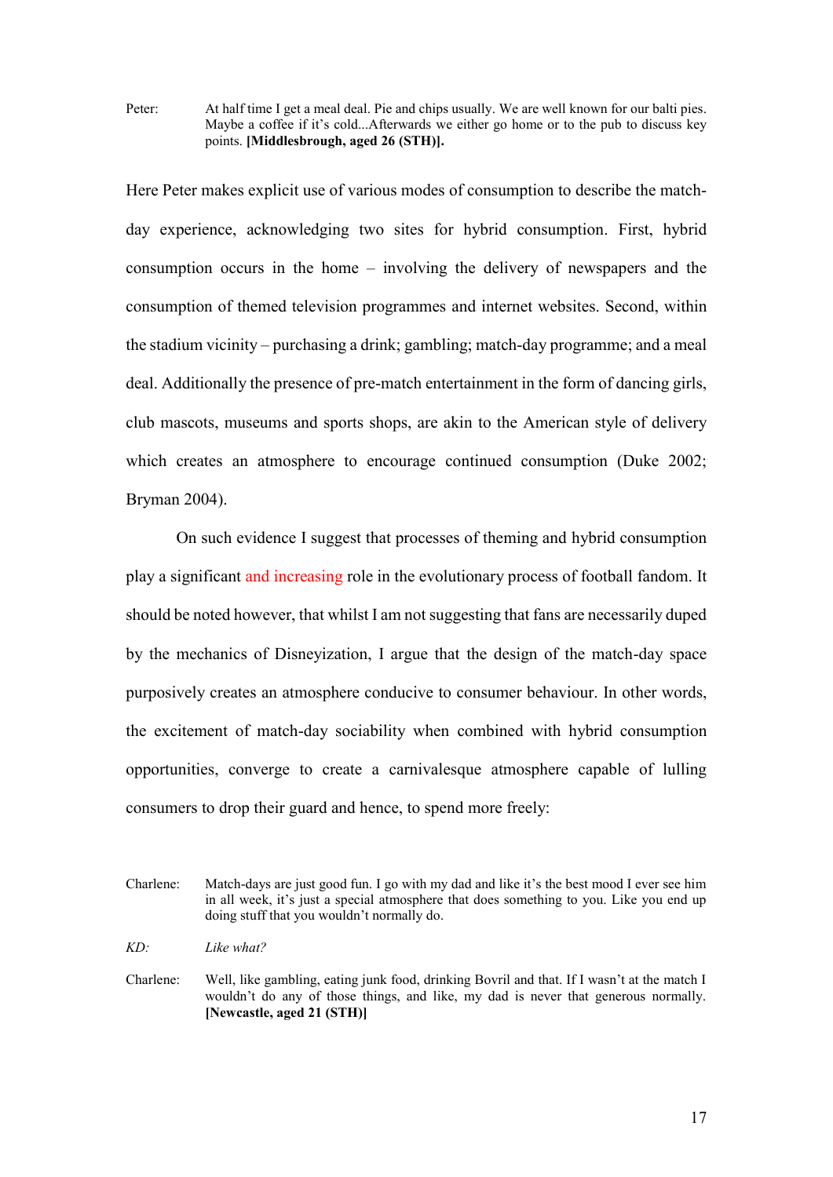Peter: At half time I get a meal deal. Pie and chips usually. We are well known for our balti pies. Maybe a coffee if it's cold...Afterwards we either go home or to the pub to discuss key points. **[Middlesbrough, aged 26 (STH)].**

Here Peter makes explicit use of various modes of consumption to describe the match-day experience, acknowledging two sites for hybrid consumption. First, hybrid consumption occurs in the home – involving the delivery of newspapers and the consumption of themed television programmes and internet websites. Second, within the stadium vicinity – purchasing a drink; gambling; match-day programme; and a meal deal. Additionally the presence of pre-match entertainment in the form of dancing girls, club mascots, museums and sports shops, are akin to the American style of delivery which creates an atmosphere to encourage continued consumption (Duke 2002; Bryman 2004).

On such evidence I suggest that processes of theming and hybrid consumption play a significant and increasing role in the evolutionary process of football fandom. It should be noted however, that whilst I am not suggesting that fans are necessarily duped by the mechanics of Disneyization, I argue that the design of the match-day space purposively creates an atmosphere conducive to consumer behaviour. In other words, the excitement of match-day sociability when combined with hybrid consumption opportunities, converge to create a carnivalesque atmosphere capable of lulling consumers to drop their guard and hence, to spend more freely:

Charlene: Match-days are just good fun. I go with my dad and like it's the best mood I ever see him in all week, it's just a special atmosphere that does something to you. Like you end up doing stuff that you wouldn't normally do.

*KD: Like what?*

Charlene: Well, like gambling, eating junk food, drinking Bovril and that. If I wasn't at the match I wouldn't do any of those things, and like, my dad is never that generous normally. **[Newcastle, aged 21 (STH)]**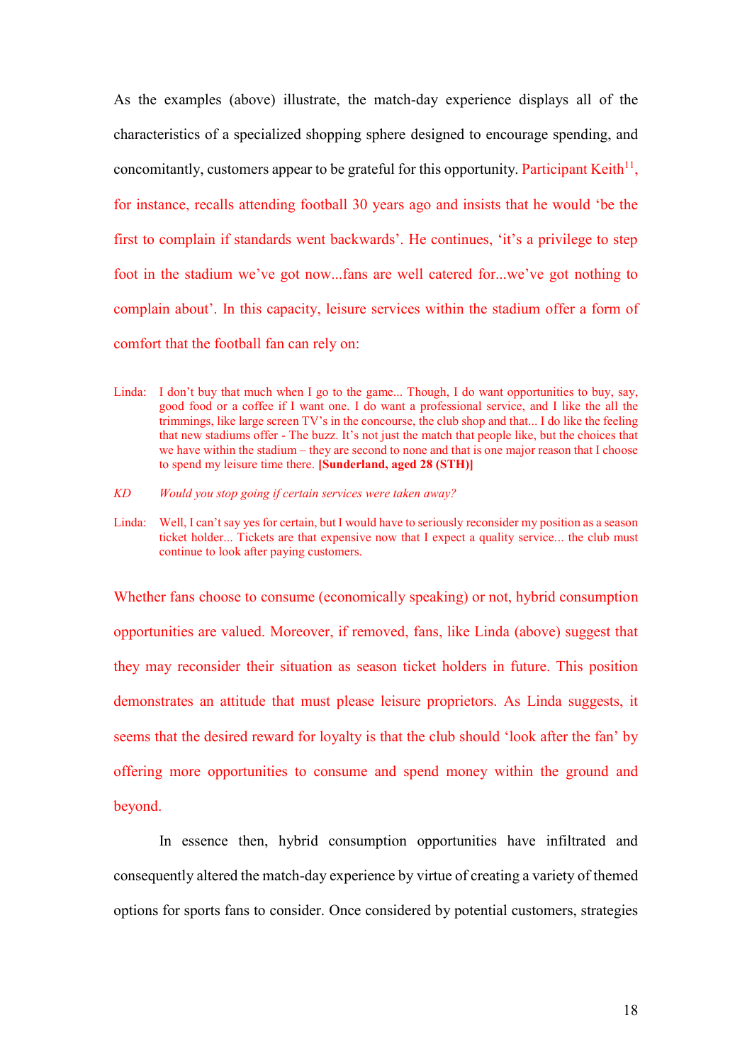As the examples (above) illustrate, the match-day experience displays all of the characteristics of a specialized shopping sphere designed to encourage spending, and concomitantly, customers appear to be grateful for this opportunity. Participant Keith[11], for instance, recalls attending football 30 years ago and insists that he would 'be the first to complain if standards went backwards'. He continues, 'it's a privilege to step foot in the stadium we've got now...fans are well catered for...we've got nothing to complain about'. In this capacity, leisure services within the stadium offer a form of comfort that the football fan can rely on:

> Linda: I don't buy that much when I go to the game... Though, I do want opportunities to buy, say, good food or a coffee if I want one. I do want a professional service, and I like the all the trimmings, like large screen TV's in the concourse, the club shop and that... I do like the feeling that new stadiums offer - The buzz. It's not just the match that people like, but the choices that we have within the stadium – they are second to none and that is one major reason that I choose to spend my leisure time there. **[Sunderland, aged 28 (STH)]**
>
> *KD Would you stop going if certain services were taken away?*
>
> Linda: Well, I can't say yes for certain, but I would have to seriously reconsider my position as a season ticket holder... Tickets are that expensive now that I expect a quality service... the club must continue to look after paying customers.

Whether fans choose to consume (economically speaking) or not, hybrid consumption opportunities are valued. Moreover, if removed, fans, like Linda (above) suggest that they may reconsider their situation as season ticket holders in future. This position demonstrates an attitude that must please leisure proprietors. As Linda suggests, it seems that the desired reward for loyalty is that the club should 'look after the fan' by offering more opportunities to consume and spend money within the ground and beyond.

In essence then, hybrid consumption opportunities have infiltrated and consequently altered the match-day experience by virtue of creating a variety of themed options for sports fans to consider. Once considered by potential customers, strategies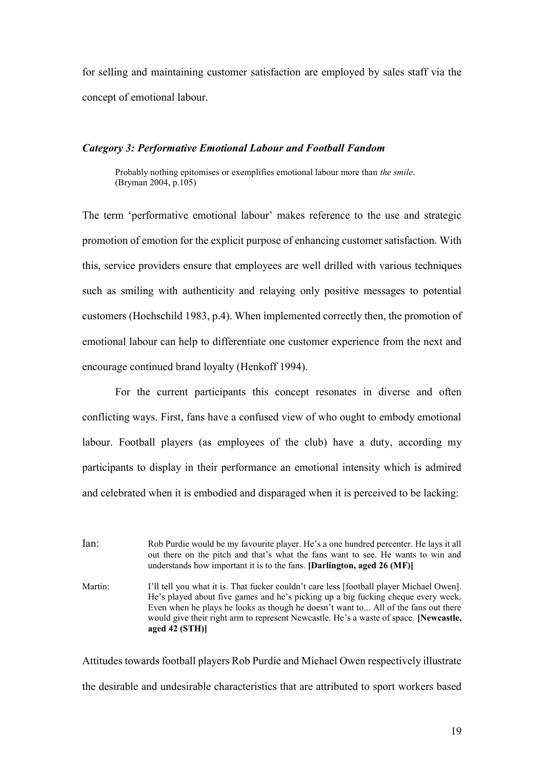for selling and maintaining customer satisfaction are employed by sales staff via the concept of emotional labour.

### *Category 3: Performative Emotional Labour and Football Fandom*

> Probably nothing epitomises or exemplifies emotional labour more than *the smile*. (Bryman 2004, p.105)

The term 'performative emotional labour' makes reference to the use and strategic promotion of emotion for the explicit purpose of enhancing customer satisfaction. With this, service providers ensure that employees are well drilled with various techniques such as smiling with authenticity and relaying only positive messages to potential customers (Hochschild 1983, p.4). When implemented correctly then, the promotion of emotional labour can help to differentiate one customer experience from the next and encourage continued brand loyalty (Henkoff 1994).

For the current participants this concept resonates in diverse and often conflicting ways. First, fans have a confused view of who ought to embody emotional labour. Football players (as employees of the club) have a duty, according my participants to display in their performance an emotional intensity which is admired and celebrated when it is embodied and disparaged when it is perceived to be lacking:

> Ian: Rob Purdie would be my favourite player. He's a one hundred percenter. He lays it all out there on the pitch and that's what the fans want to see. He wants to win and understands how important it is to the fans. **[Darlington, aged 26 (MF)]**

> Martin: I'll tell you what it is. That fucker couldn't care less [football player Michael Owen]. He's played about five games and he's picking up a big fucking cheque every week. Even when he plays he looks as though he doesn't want to... All of the fans out there would give their right arm to represent Newcastle. He's a waste of space. **[Newcastle, aged 42 (STH)]**

Attitudes towards football players Rob Purdie and Michael Owen respectively illustrate the desirable and undesirable characteristics that are attributed to sport workers based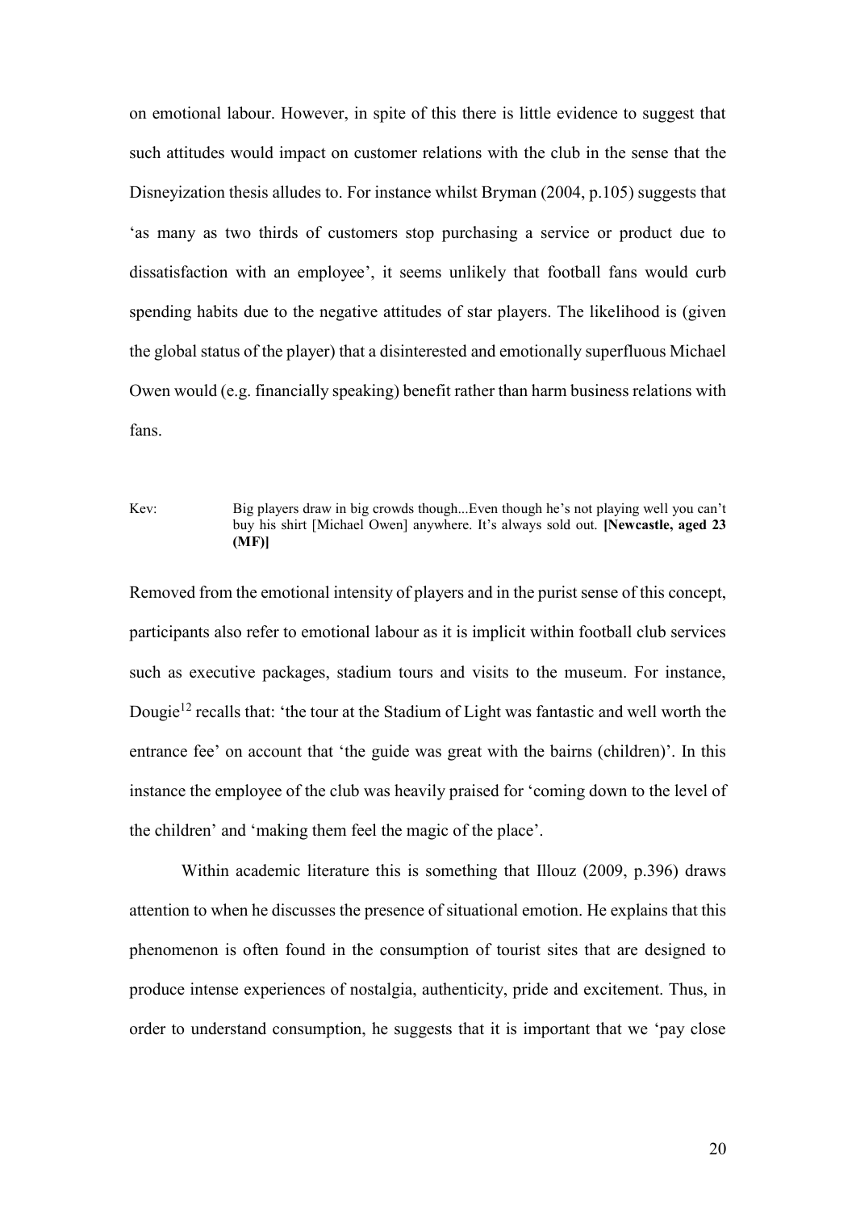on emotional labour. However, in spite of this there is little evidence to suggest that such attitudes would impact on customer relations with the club in the sense that the Disneyization thesis alludes to. For instance whilst Bryman (2004, p.105) suggests that 'as many as two thirds of customers stop purchasing a service or product due to dissatisfaction with an employee', it seems unlikely that football fans would curb spending habits due to the negative attitudes of star players. The likelihood is (given the global status of the player) that a disinterested and emotionally superfluous Michael Owen would (e.g. financially speaking) benefit rather than harm business relations with fans.

> Kev: Big players draw in big crowds though...Even though he's not playing well you can't buy his shirt [Michael Owen] anywhere. It's always sold out. **[Newcastle, aged 23 (MF)]**

Removed from the emotional intensity of players and in the purist sense of this concept, participants also refer to emotional labour as it is implicit within football club services such as executive packages, stadium tours and visits to the museum. For instance, Dougie[12] recalls that: 'the tour at the Stadium of Light was fantastic and well worth the entrance fee' on account that 'the guide was great with the bairns (children)'. In this instance the employee of the club was heavily praised for 'coming down to the level of the children' and 'making them feel the magic of the place'.

Within academic literature this is something that Illouz (2009, p.396) draws attention to when he discusses the presence of situational emotion. He explains that this phenomenon is often found in the consumption of tourist sites that are designed to produce intense experiences of nostalgia, authenticity, pride and excitement. Thus, in order to understand consumption, he suggests that it is important that we 'pay close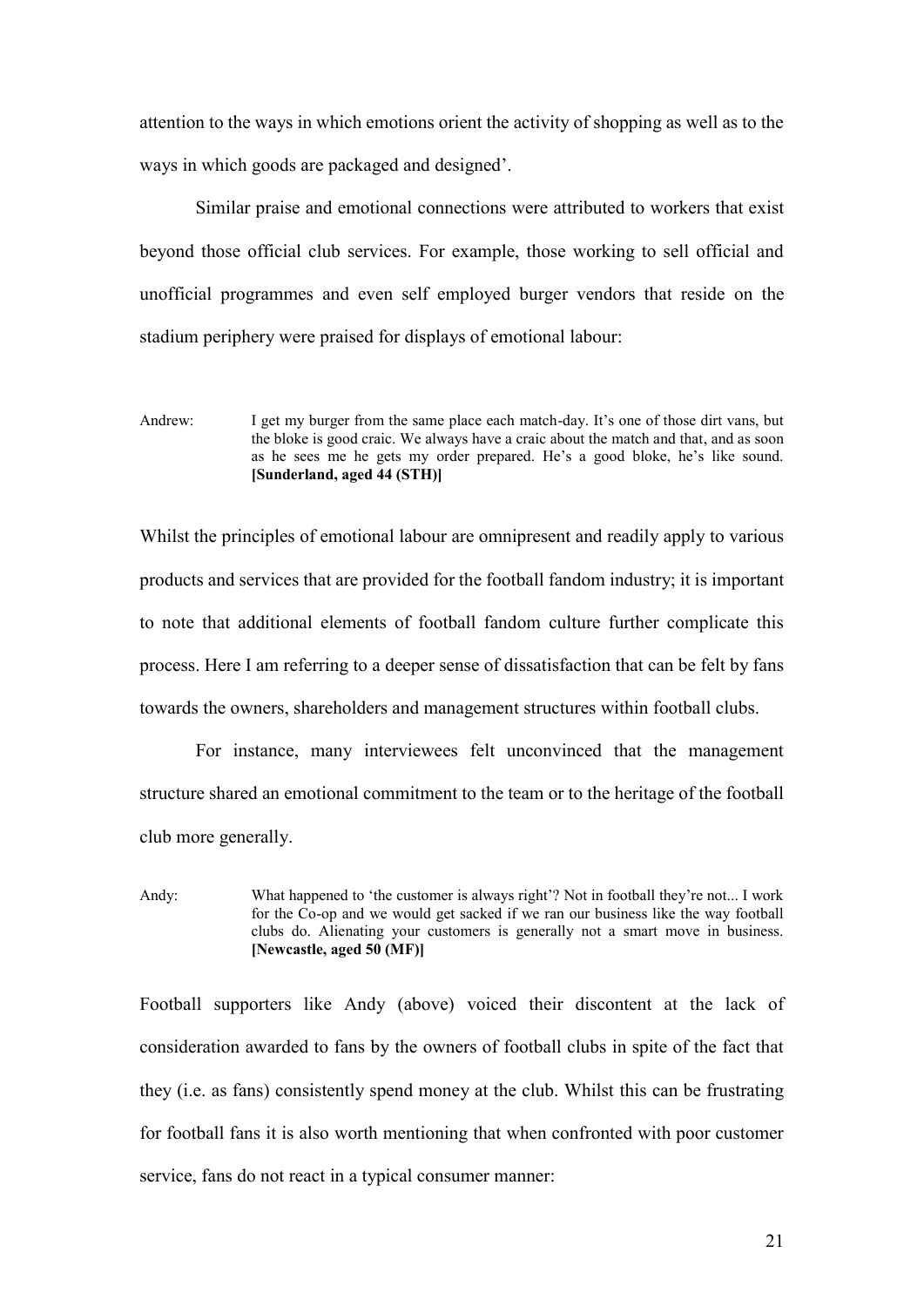attention to the ways in which emotions orient the activity of shopping as well as to the ways in which goods are packaged and designed'.

Similar praise and emotional connections were attributed to workers that exist beyond those official club services. For example, those working to sell official and unofficial programmes and even self employed burger vendors that reside on the stadium periphery were praised for displays of emotional labour:

> Andrew: I get my burger from the same place each match-day. It's one of those dirt vans, but the bloke is good craic. We always have a craic about the match and that, and as soon as he sees me he gets my order prepared. He's a good bloke, he's like sound. **[Sunderland, aged 44 (STH)]**

Whilst the principles of emotional labour are omnipresent and readily apply to various products and services that are provided for the football fandom industry; it is important to note that additional elements of football fandom culture further complicate this process. Here I am referring to a deeper sense of dissatisfaction that can be felt by fans towards the owners, shareholders and management structures within football clubs.

For instance, many interviewees felt unconvinced that the management structure shared an emotional commitment to the team or to the heritage of the football club more generally.

> Andy: What happened to 'the customer is always right'? Not in football they're not... I work for the Co-op and we would get sacked if we ran our business like the way football clubs do. Alienating your customers is generally not a smart move in business. **[Newcastle, aged 50 (MF)]**

Football supporters like Andy (above) voiced their discontent at the lack of consideration awarded to fans by the owners of football clubs in spite of the fact that they (i.e. as fans) consistently spend money at the club. Whilst this can be frustrating for football fans it is also worth mentioning that when confronted with poor customer service, fans do not react in a typical consumer manner: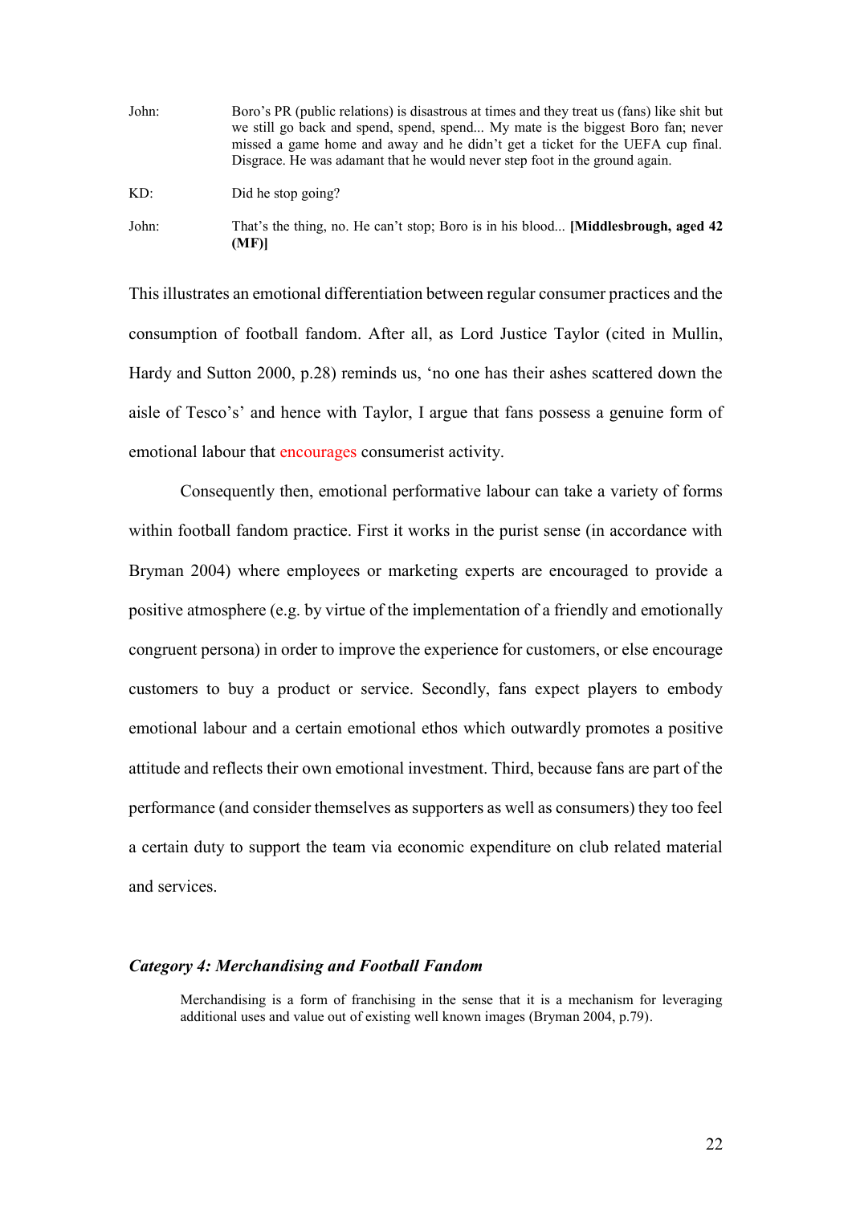John: Boro's PR (public relations) is disastrous at times and they treat us (fans) like shit but we still go back and spend, spend, spend... My mate is the biggest Boro fan; never missed a game home and away and he didn't get a ticket for the UEFA cup final. Disgrace. He was adamant that he would never step foot in the ground again.

KD: Did he stop going?

John: That's the thing, no. He can't stop; Boro is in his blood... **[Middlesbrough, aged 42 (MF)]**

This illustrates an emotional differentiation between regular consumer practices and the consumption of football fandom. After all, as Lord Justice Taylor (cited in Mullin, Hardy and Sutton 2000, p.28) reminds us, 'no one has their ashes scattered down the aisle of Tesco's' and hence with Taylor, I argue that fans possess a genuine form of emotional labour that encourages consumerist activity.

Consequently then, emotional performative labour can take a variety of forms within football fandom practice. First it works in the purist sense (in accordance with Bryman 2004) where employees or marketing experts are encouraged to provide a positive atmosphere (e.g. by virtue of the implementation of a friendly and emotionally congruent persona) in order to improve the experience for customers, or else encourage customers to buy a product or service. Secondly, fans expect players to embody emotional labour and a certain emotional ethos which outwardly promotes a positive attitude and reflects their own emotional investment. Third, because fans are part of the performance (and consider themselves as supporters as well as consumers) they too feel a certain duty to support the team via economic expenditure on club related material and services.

### *Category 4: Merchandising and Football Fandom*

> Merchandising is a form of franchising in the sense that it is a mechanism for leveraging additional uses and value out of existing well known images (Bryman 2004, p.79).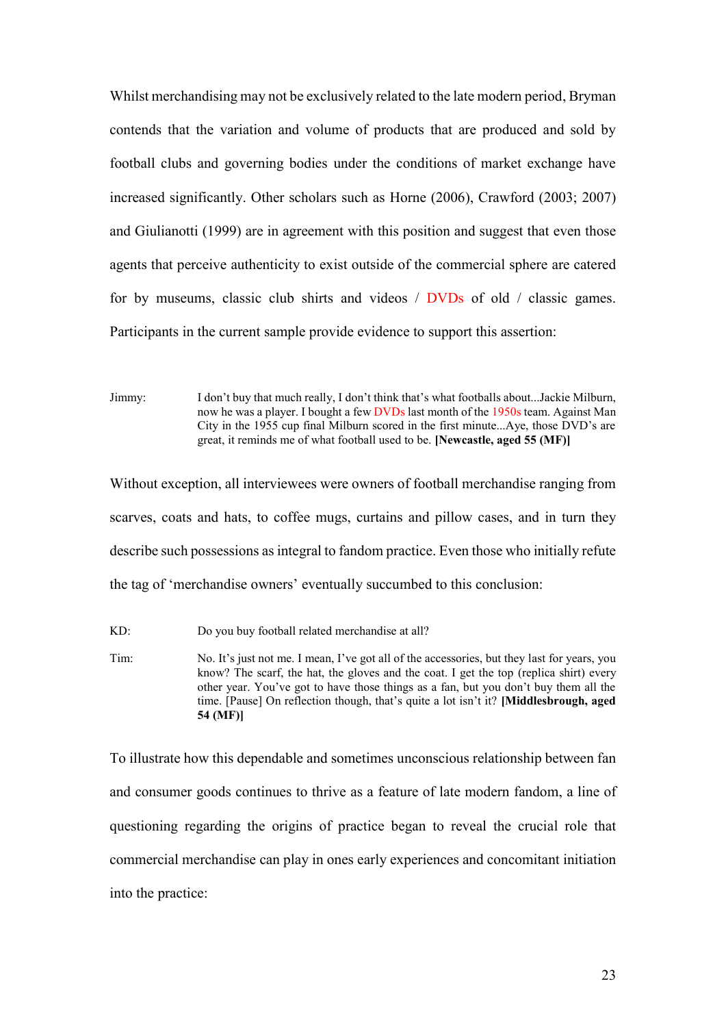Whilst merchandising may not be exclusively related to the late modern period, Bryman contends that the variation and volume of products that are produced and sold by football clubs and governing bodies under the conditions of market exchange have increased significantly. Other scholars such as Horne (2006), Crawford (2003; 2007) and Giulianotti (1999) are in agreement with this position and suggest that even those agents that perceive authenticity to exist outside of the commercial sphere are catered for by museums, classic club shirts and videos / DVDs of old / classic games. Participants in the current sample provide evidence to support this assertion:

> Jimmy: I don't buy that much really, I don't think that's what footballs about...Jackie Milburn, now he was a player. I bought a few DVDs last month of the 1950s team. Against Man City in the 1955 cup final Milburn scored in the first minute...Aye, those DVD's are great, it reminds me of what football used to be. **[Newcastle, aged 55 (MF)]**

Without exception, all interviewees were owners of football merchandise ranging from scarves, coats and hats, to coffee mugs, curtains and pillow cases, and in turn they describe such possessions as integral to fandom practice. Even those who initially refute the tag of 'merchandise owners' eventually succumbed to this conclusion:

> KD: Do you buy football related merchandise at all?
>
> Tim: No. It's just not me. I mean, I've got all of the accessories, but they last for years, you know? The scarf, the hat, the gloves and the coat. I get the top (replica shirt) every other year. You've got to have those things as a fan, but you don't buy them all the time. [Pause] On reflection though, that's quite a lot isn't it? **[Middlesbrough, aged 54 (MF)]**

To illustrate how this dependable and sometimes unconscious relationship between fan and consumer goods continues to thrive as a feature of late modern fandom, a line of questioning regarding the origins of practice began to reveal the crucial role that commercial merchandise can play in ones early experiences and concomitant initiation into the practice: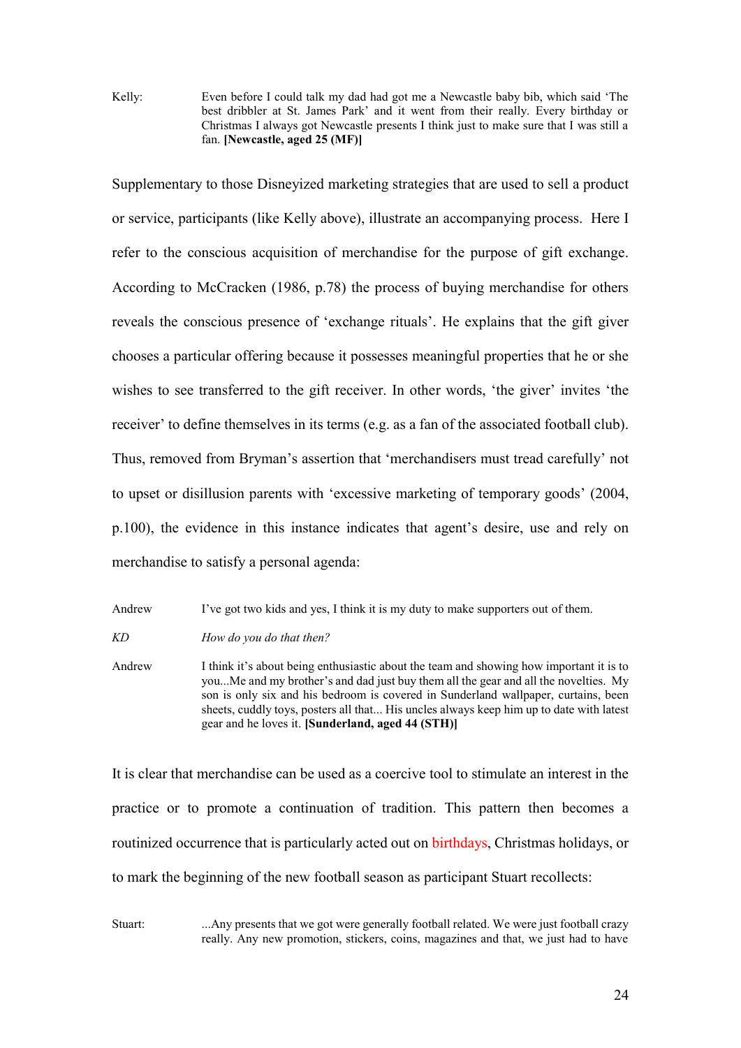Kelly: Even before I could talk my dad had got me a Newcastle baby bib, which said 'The best dribbler at St. James Park' and it went from their really. Every birthday or Christmas I always got Newcastle presents I think just to make sure that I was still a fan. **[Newcastle, aged 25 (MF)]**

Supplementary to those Disneyized marketing strategies that are used to sell a product or service, participants (like Kelly above), illustrate an accompanying process. Here I refer to the conscious acquisition of merchandise for the purpose of gift exchange. According to McCracken (1986, p.78) the process of buying merchandise for others reveals the conscious presence of 'exchange rituals'. He explains that the gift giver chooses a particular offering because it possesses meaningful properties that he or she wishes to see transferred to the gift receiver. In other words, 'the giver' invites 'the receiver' to define themselves in its terms (e.g. as a fan of the associated football club). Thus, removed from Bryman's assertion that 'merchandisers must tread carefully' not to upset or disillusion parents with 'excessive marketing of temporary goods' (2004, p.100), the evidence in this instance indicates that agent's desire, use and rely on merchandise to satisfy a personal agenda:

Andrew I've got two kids and yes, I think it is my duty to make supporters out of them.

*KD How do you do that then?*

Andrew I think it's about being enthusiastic about the team and showing how important it is to you...Me and my brother's and dad just buy them all the gear and all the novelties. My son is only six and his bedroom is covered in Sunderland wallpaper, curtains, been sheets, cuddly toys, posters all that... His uncles always keep him up to date with latest gear and he loves it. **[Sunderland, aged 44 (STH)]**

It is clear that merchandise can be used as a coercive tool to stimulate an interest in the practice or to promote a continuation of tradition. This pattern then becomes a routinized occurrence that is particularly acted out on birthdays, Christmas holidays, or to mark the beginning of the new football season as participant Stuart recollects:

Stuart: ...Any presents that we got were generally football related. We were just football crazy really. Any new promotion, stickers, coins, magazines and that, we just had to have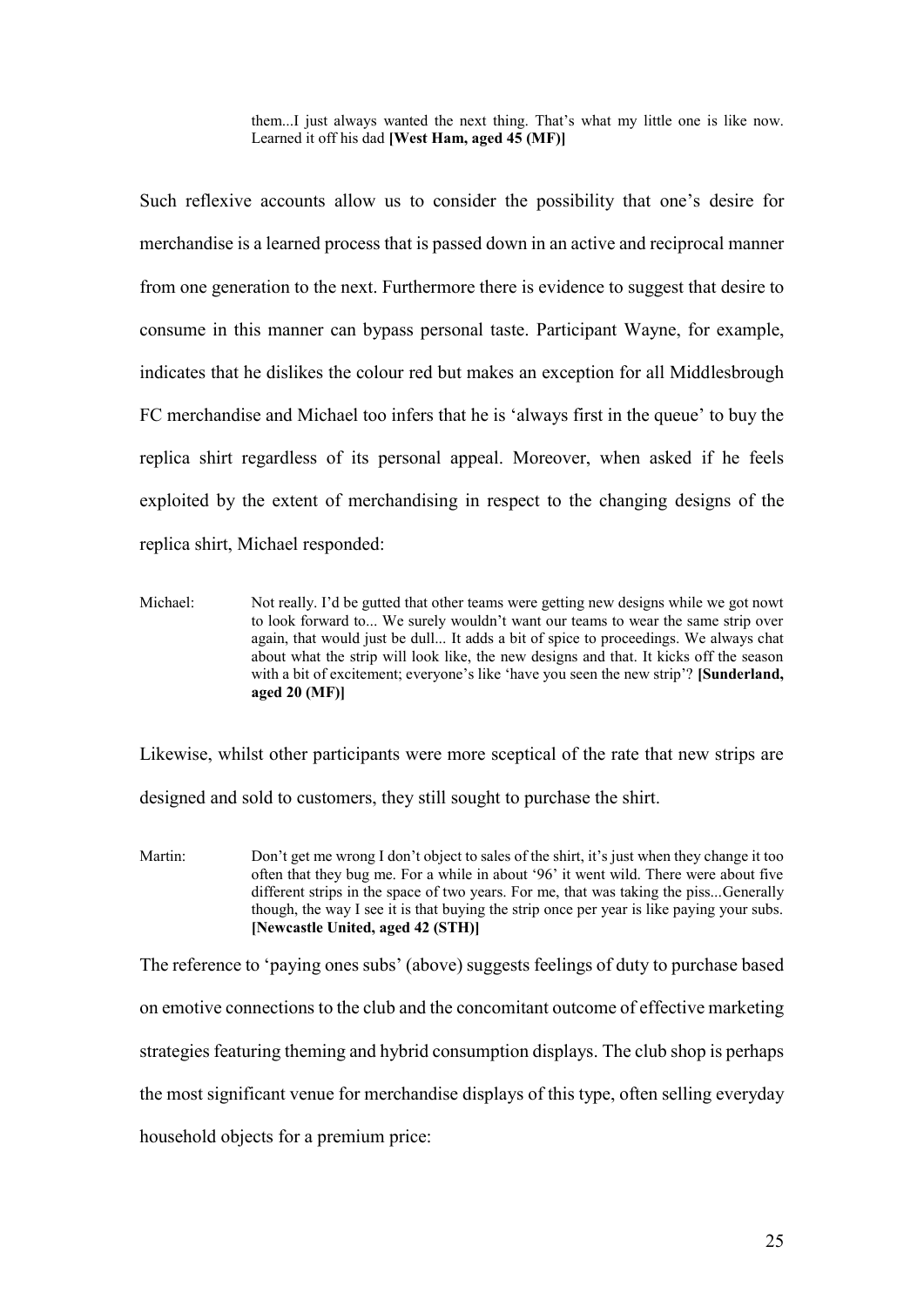> them...I just always wanted the next thing. That's what my little one is like now. Learned it off his dad **[West Ham, aged 45 (MF)]**

Such reflexive accounts allow us to consider the possibility that one's desire for merchandise is a learned process that is passed down in an active and reciprocal manner from one generation to the next. Furthermore there is evidence to suggest that desire to consume in this manner can bypass personal taste. Participant Wayne, for example, indicates that he dislikes the colour red but makes an exception for all Middlesbrough FC merchandise and Michael too infers that he is 'always first in the queue' to buy the replica shirt regardless of its personal appeal. Moreover, when asked if he feels exploited by the extent of merchandising in respect to the changing designs of the replica shirt, Michael responded:

> Michael: Not really. I'd be gutted that other teams were getting new designs while we got nowt to look forward to... We surely wouldn't want our teams to wear the same strip over again, that would just be dull... It adds a bit of spice to proceedings. We always chat about what the strip will look like, the new designs and that. It kicks off the season with a bit of excitement; everyone's like 'have you seen the new strip'? **[Sunderland, aged 20 (MF)]**

Likewise, whilst other participants were more sceptical of the rate that new strips are designed and sold to customers, they still sought to purchase the shirt.

> Martin: Don't get me wrong I don't object to sales of the shirt, it's just when they change it too often that they bug me. For a while in about '96' it went wild. There were about five different strips in the space of two years. For me, that was taking the piss...Generally though, the way I see it is that buying the strip once per year is like paying your subs. **[Newcastle United, aged 42 (STH)]**

The reference to 'paying ones subs' (above) suggests feelings of duty to purchase based on emotive connections to the club and the concomitant outcome of effective marketing strategies featuring theming and hybrid consumption displays. The club shop is perhaps the most significant venue for merchandise displays of this type, often selling everyday household objects for a premium price: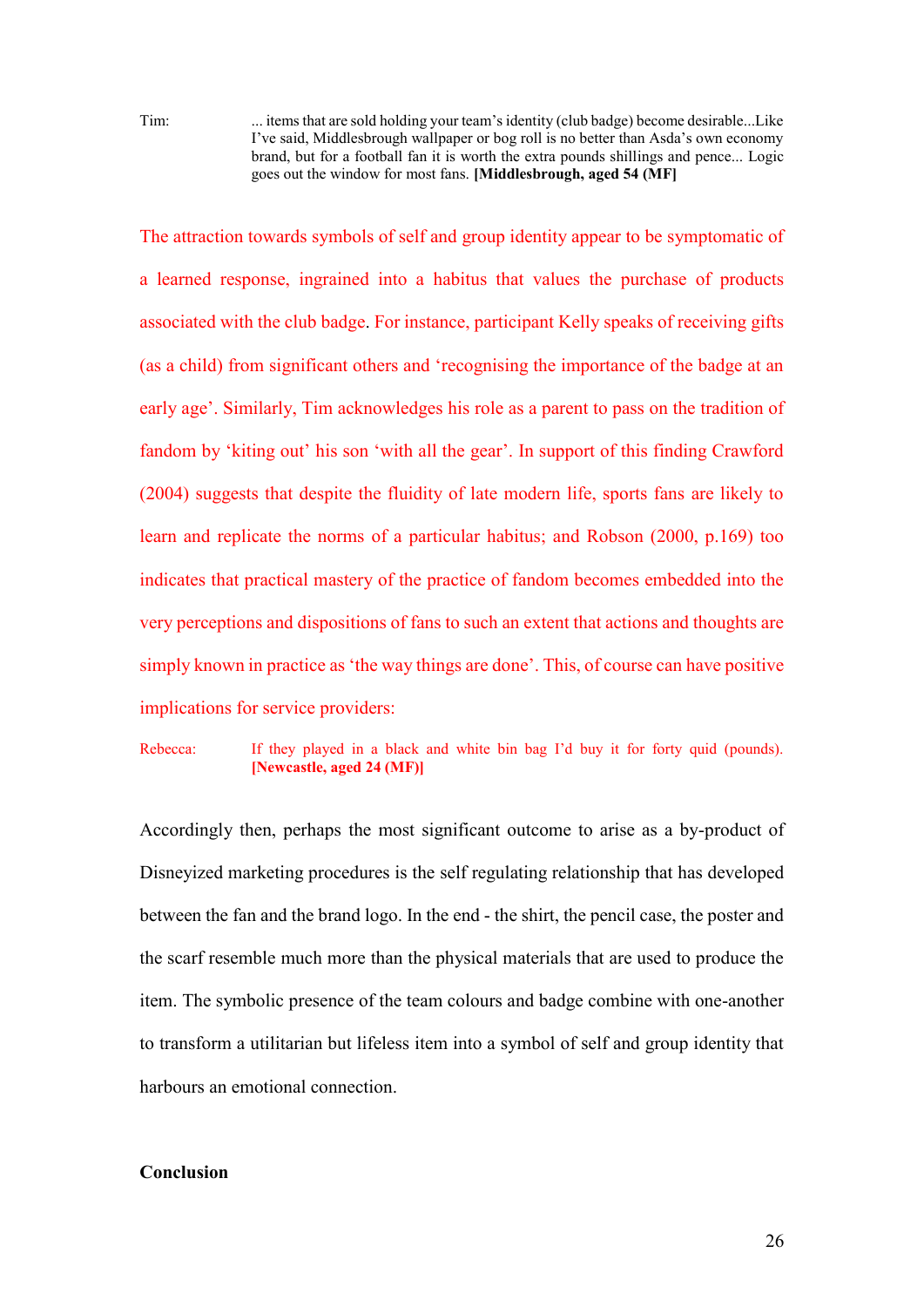Tim: ... items that are sold holding your team's identity (club badge) become desirable...Like I've said, Middlesbrough wallpaper or bog roll is no better than Asda's own economy brand, but for a football fan it is worth the extra pounds shillings and pence... Logic goes out the window for most fans. **[Middlesbrough, aged 54 (MF]**

The attraction towards symbols of self and group identity appear to be symptomatic of a learned response, ingrained into a habitus that values the purchase of products associated with the club badge. For instance, participant Kelly speaks of receiving gifts (as a child) from significant others and 'recognising the importance of the badge at an early age'. Similarly, Tim acknowledges his role as a parent to pass on the tradition of fandom by 'kiting out' his son 'with all the gear'. In support of this finding Crawford (2004) suggests that despite the fluidity of late modern life, sports fans are likely to learn and replicate the norms of a particular habitus; and Robson (2000, p.169) too indicates that practical mastery of the practice of fandom becomes embedded into the very perceptions and dispositions of fans to such an extent that actions and thoughts are simply known in practice as 'the way things are done'. This, of course can have positive implications for service providers:

Rebecca: If they played in a black and white bin bag I'd buy it for forty quid (pounds). **[Newcastle, aged 24 (MF)]**

Accordingly then, perhaps the most significant outcome to arise as a by-product of Disneyized marketing procedures is the self regulating relationship that has developed between the fan and the brand logo. In the end - the shirt, the pencil case, the poster and the scarf resemble much more than the physical materials that are used to produce the item. The symbolic presence of the team colours and badge combine with one-another to transform a utilitarian but lifeless item into a symbol of self and group identity that harbours an emotional connection.

## Conclusion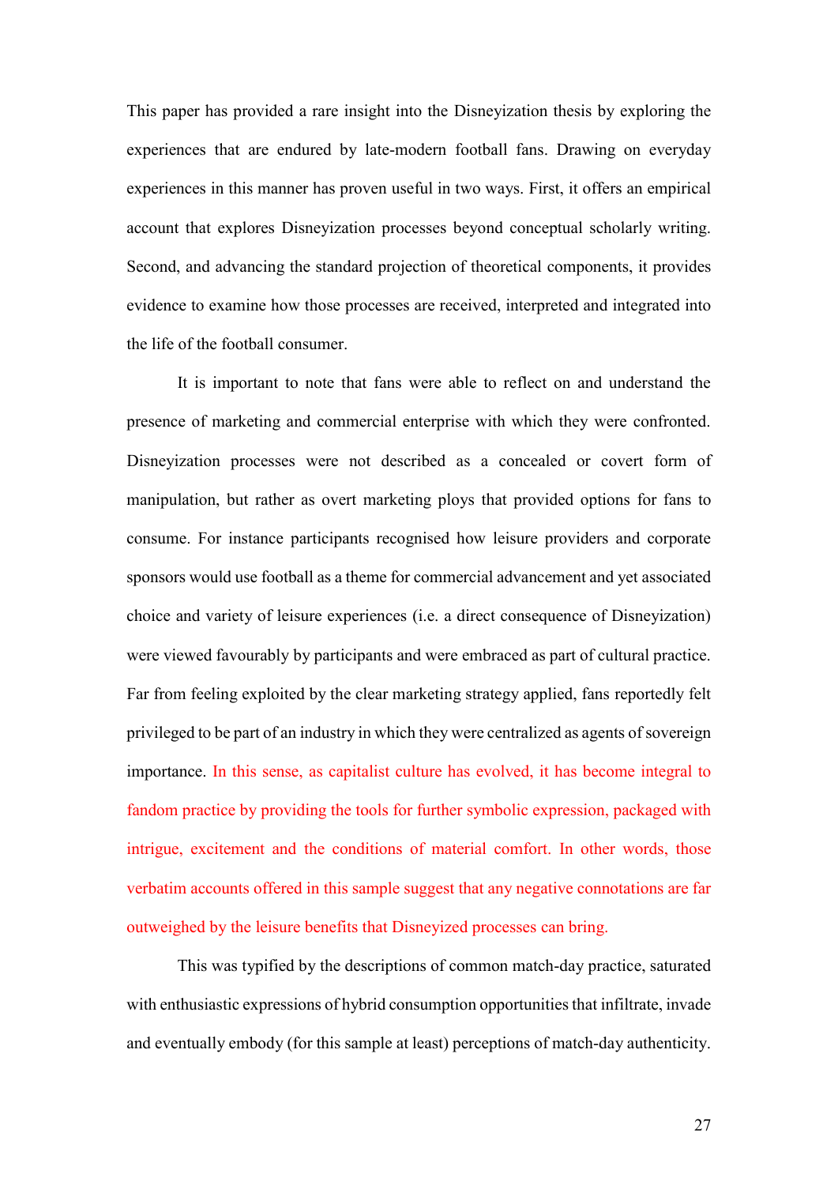This paper has provided a rare insight into the Disneyization thesis by exploring the experiences that are endured by late-modern football fans. Drawing on everyday experiences in this manner has proven useful in two ways. First, it offers an empirical account that explores Disneyization processes beyond conceptual scholarly writing. Second, and advancing the standard projection of theoretical components, it provides evidence to examine how those processes are received, interpreted and integrated into the life of the football consumer.

It is important to note that fans were able to reflect on and understand the presence of marketing and commercial enterprise with which they were confronted. Disneyization processes were not described as a concealed or covert form of manipulation, but rather as overt marketing ploys that provided options for fans to consume. For instance participants recognised how leisure providers and corporate sponsors would use football as a theme for commercial advancement and yet associated choice and variety of leisure experiences (i.e. a direct consequence of Disneyization) were viewed favourably by participants and were embraced as part of cultural practice. Far from feeling exploited by the clear marketing strategy applied, fans reportedly felt privileged to be part of an industry in which they were centralized as agents of sovereign importance. In this sense, as capitalist culture has evolved, it has become integral to fandom practice by providing the tools for further symbolic expression, packaged with intrigue, excitement and the conditions of material comfort. In other words, those verbatim accounts offered in this sample suggest that any negative connotations are far outweighed by the leisure benefits that Disneyized processes can bring.

This was typified by the descriptions of common match-day practice, saturated with enthusiastic expressions of hybrid consumption opportunities that infiltrate, invade and eventually embody (for this sample at least) perceptions of match-day authenticity.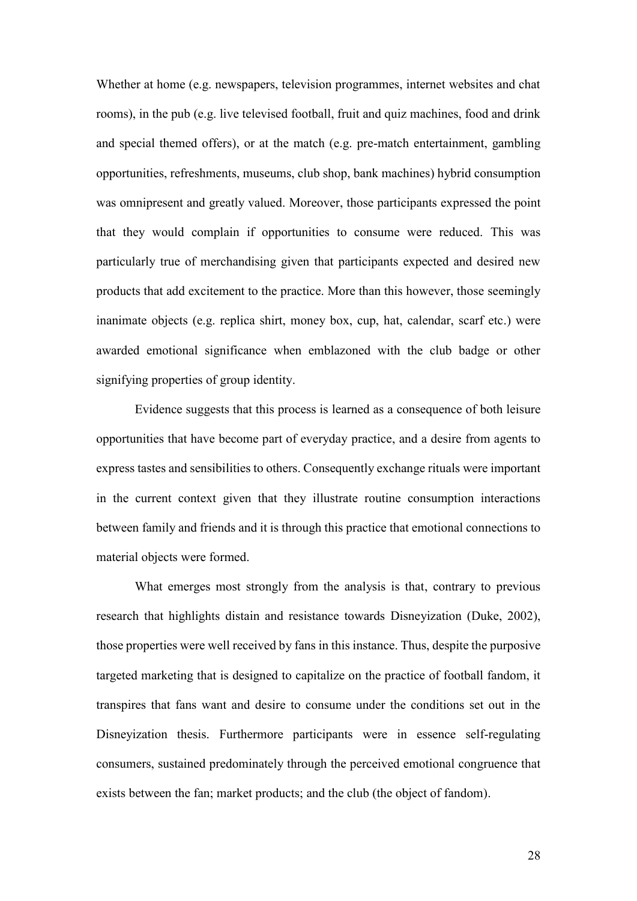Whether at home (e.g. newspapers, television programmes, internet websites and chat rooms), in the pub (e.g. live televised football, fruit and quiz machines, food and drink and special themed offers), or at the match (e.g. pre-match entertainment, gambling opportunities, refreshments, museums, club shop, bank machines) hybrid consumption was omnipresent and greatly valued. Moreover, those participants expressed the point that they would complain if opportunities to consume were reduced. This was particularly true of merchandising given that participants expected and desired new products that add excitement to the practice. More than this however, those seemingly inanimate objects (e.g. replica shirt, money box, cup, hat, calendar, scarf etc.) were awarded emotional significance when emblazoned with the club badge or other signifying properties of group identity.

Evidence suggests that this process is learned as a consequence of both leisure opportunities that have become part of everyday practice, and a desire from agents to express tastes and sensibilities to others. Consequently exchange rituals were important in the current context given that they illustrate routine consumption interactions between family and friends and it is through this practice that emotional connections to material objects were formed.

What emerges most strongly from the analysis is that, contrary to previous research that highlights distain and resistance towards Disneyization (Duke, 2002), those properties were well received by fans in this instance. Thus, despite the purposive targeted marketing that is designed to capitalize on the practice of football fandom, it transpires that fans want and desire to consume under the conditions set out in the Disneyization thesis. Furthermore participants were in essence self-regulating consumers, sustained predominately through the perceived emotional congruence that exists between the fan; market products; and the club (the object of fandom).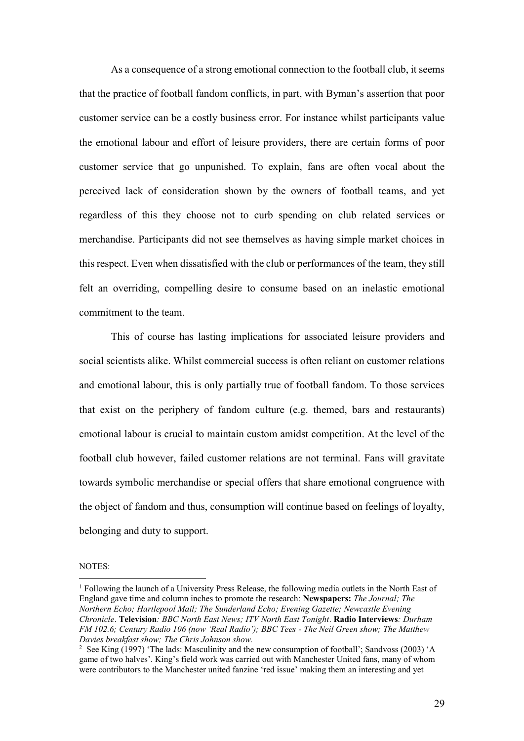As a consequence of a strong emotional connection to the football club, it seems that the practice of football fandom conflicts, in part, with Byman's assertion that poor customer service can be a costly business error. For instance whilst participants value the emotional labour and effort of leisure providers, there are certain forms of poor customer service that go unpunished. To explain, fans are often vocal about the perceived lack of consideration shown by the owners of football teams, and yet regardless of this they choose not to curb spending on club related services or merchandise. Participants did not see themselves as having simple market choices in this respect. Even when dissatisfied with the club or performances of the team, they still felt an overriding, compelling desire to consume based on an inelastic emotional commitment to the team.

This of course has lasting implications for associated leisure providers and social scientists alike. Whilst commercial success is often reliant on customer relations and emotional labour, this is only partially true of football fandom. To those services that exist on the periphery of fandom culture (e.g. themed, bars and restaurants) emotional labour is crucial to maintain custom amidst competition. At the level of the football club however, failed customer relations are not terminal. Fans will gravitate towards symbolic merchandise or special offers that share emotional congruence with the object of fandom and thus, consumption will continue based on feelings of loyalty, belonging and duty to support.

NOTES:

[1] Following the launch of a University Press Release, the following media outlets in the North East of England gave time and column inches to promote the research: **Newspapers:** *The Journal; The Northern Echo; Hartlepool Mail; The Sunderland Echo; Evening Gazette; Newcastle Evening Chronicle*. **Television***: BBC North East News; ITV North East Tonight*. **Radio Interviews***: Durham FM 102.6; Century Radio 106 (now 'Real Radio'); BBC Tees - The Neil Green show; The Matthew Davies breakfast show; The Chris Johnson show.*

[2] See King (1997) 'The lads: Masculinity and the new consumption of football'; Sandvoss (2003) 'A game of two halves'. King's field work was carried out with Manchester United fans, many of whom were contributors to the Manchester united fanzine 'red issue' making them an interesting and yet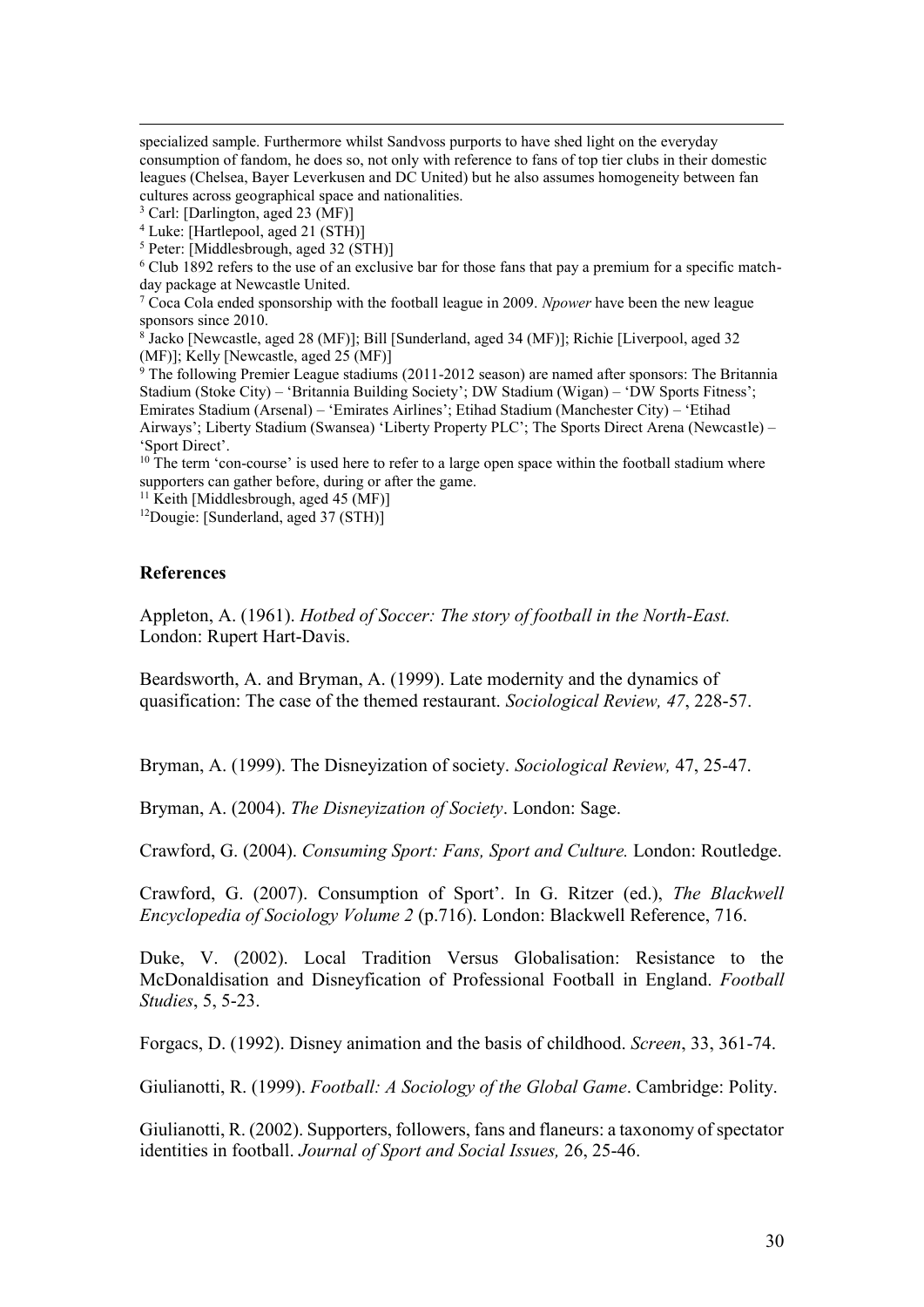specialized sample. Furthermore whilst Sandvoss purports to have shed light on the everyday consumption of fandom, he does so, not only with reference to fans of top tier clubs in their domestic leagues (Chelsea, Bayer Leverkusen and DC United) but he also assumes homogeneity between fan cultures across geographical space and nationalities.

[3] Carl: [Darlington, aged 23 (MF)]

[4] Luke: [Hartlepool, aged 21 (STH)]

[5] Peter: [Middlesbrough, aged 32 (STH)]

[6] Club 1892 refers to the use of an exclusive bar for those fans that pay a premium for a specific match-day package at Newcastle United.

[7] Coca Cola ended sponsorship with the football league in 2009. *Npower* have been the new league sponsors since 2010.

[8] Jacko [Newcastle, aged 28 (MF)]; Bill [Sunderland, aged 34 (MF)]; Richie [Liverpool, aged 32 (MF)]; Kelly [Newcastle, aged 25 (MF)]

[9] The following Premier League stadiums (2011-2012 season) are named after sponsors: The Britannia Stadium (Stoke City) – 'Britannia Building Society'; DW Stadium (Wigan) – 'DW Sports Fitness'; Emirates Stadium (Arsenal) – 'Emirates Airlines'; Etihad Stadium (Manchester City) – 'Etihad Airways'; Liberty Stadium (Swansea) 'Liberty Property PLC'; The Sports Direct Arena (Newcastle) – 'Sport Direct'.

[10] The term 'con-course' is used here to refer to a large open space within the football stadium where supporters can gather before, during or after the game.

[11] Keith [Middlesbrough, aged 45 (MF)]

[12] Dougie: [Sunderland, aged 37 (STH)]

## References

Appleton, A. (1961). *Hotbed of Soccer: The story of football in the North-East.* London: Rupert Hart-Davis.

Beardsworth, A. and Bryman, A. (1999). Late modernity and the dynamics of quasification: The case of the themed restaurant. *Sociological Review, 47*, 228-57.

Bryman, A. (1999). The Disneyization of society. *Sociological Review,* 47, 25-47.

Bryman, A. (2004). *The Disneyization of Society*. London: Sage.

Crawford, G. (2004). *Consuming Sport: Fans, Sport and Culture.* London: Routledge.

Crawford, G. (2007). Consumption of Sport'. In G. Ritzer (ed.), *The Blackwell Encyclopedia of Sociology Volume 2* (p.716). London: Blackwell Reference, 716.

Duke, V. (2002). Local Tradition Versus Globalisation: Resistance to the McDonaldisation and Disneyfication of Professional Football in England. *Football Studies*, 5, 5-23.

Forgacs, D. (1992). Disney animation and the basis of childhood. *Screen*, 33, 361-74.

Giulianotti, R. (1999). *Football: A Sociology of the Global Game*. Cambridge: Polity.

Giulianotti, R. (2002). Supporters, followers, fans and flaneurs: a taxonomy of spectator identities in football. *Journal of Sport and Social Issues,* 26, 25-46.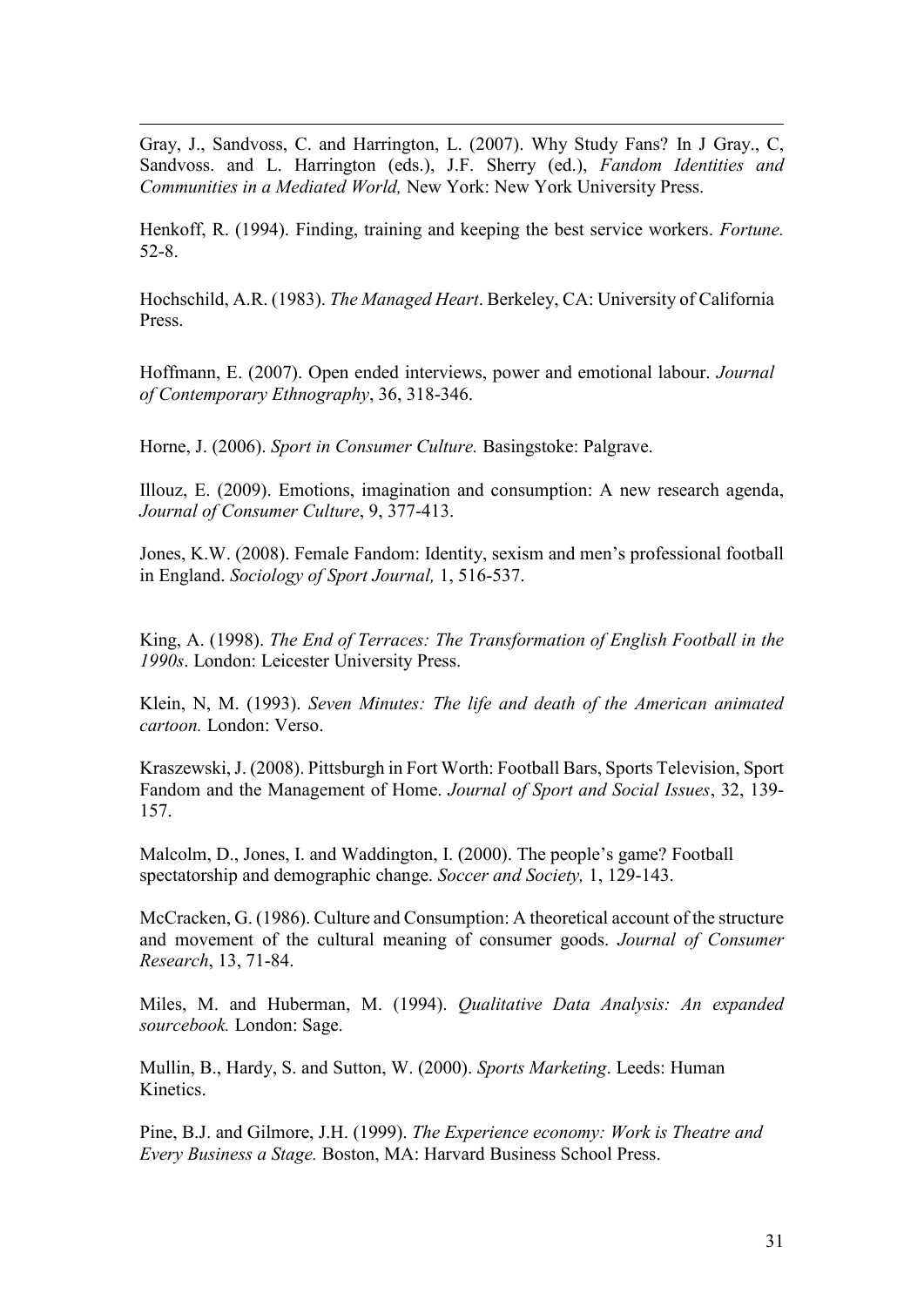Gray, J., Sandvoss, C. and Harrington, L. (2007). Why Study Fans? In J Gray., C, Sandvoss. and L. Harrington (eds.), J.F. Sherry (ed.), *Fandom Identities and Communities in a Mediated World,* New York: New York University Press.

Henkoff, R. (1994). Finding, training and keeping the best service workers. *Fortune.* 52-8.

Hochschild, A.R. (1983). *The Managed Heart*. Berkeley, CA: University of California Press.

Hoffmann, E. (2007). Open ended interviews, power and emotional labour. *Journal of Contemporary Ethnography*, 36, 318-346.

Horne, J. (2006). *Sport in Consumer Culture.* Basingstoke: Palgrave.

Illouz, E. (2009). Emotions, imagination and consumption: A new research agenda, *Journal of Consumer Culture*, 9, 377-413.

Jones, K.W. (2008). Female Fandom: Identity, sexism and men's professional football in England. *Sociology of Sport Journal,* 1, 516-537.

King, A. (1998). *The End of Terraces: The Transformation of English Football in the 1990s*. London: Leicester University Press.

Klein, N, M. (1993). *Seven Minutes: The life and death of the American animated cartoon.* London: Verso.

Kraszewski, J. (2008). Pittsburgh in Fort Worth: Football Bars, Sports Television, Sport Fandom and the Management of Home. *Journal of Sport and Social Issues*, 32, 139-157.

Malcolm, D., Jones, I. and Waddington, I. (2000). The people's game? Football spectatorship and demographic change. *Soccer and Society,* 1, 129-143.

McCracken, G. (1986). Culture and Consumption: A theoretical account of the structure and movement of the cultural meaning of consumer goods. *Journal of Consumer Research*, 13, 71-84.

Miles, M. and Huberman, M. (1994). *Qualitative Data Analysis: An expanded sourcebook.* London: Sage.

Mullin, B., Hardy, S. and Sutton, W. (2000). *Sports Marketing*. Leeds: Human Kinetics.

Pine, B.J. and Gilmore, J.H. (1999). *The Experience economy: Work is Theatre and Every Business a Stage.* Boston, MA: Harvard Business School Press.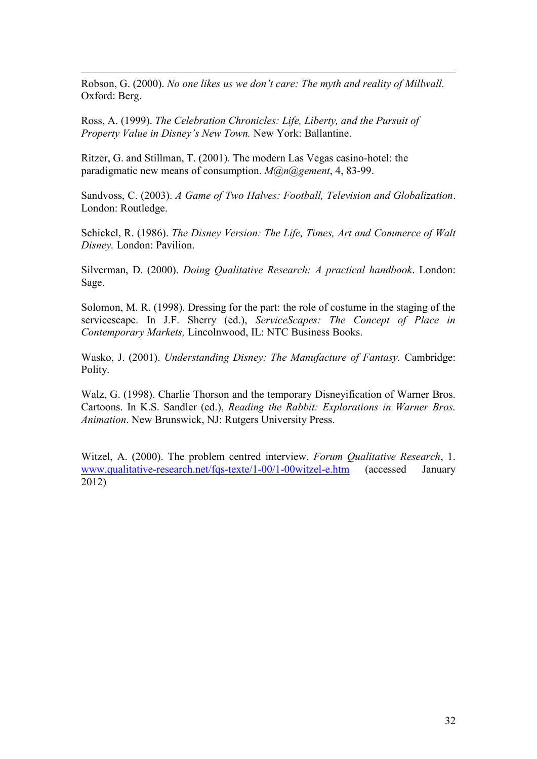Robson, G. (2000). *No one likes us we don't care: The myth and reality of Millwall.* Oxford: Berg.

Ross, A. (1999). *The Celebration Chronicles: Life, Liberty, and the Pursuit of Property Value in Disney's New Town.* New York: Ballantine.

Ritzer, G. and Stillman, T. (2001). The modern Las Vegas casino-hotel: the paradigmatic new means of consumption. *M@n@gement*, 4, 83-99.

Sandvoss, C. (2003). *A Game of Two Halves: Football, Television and Globalization*. London: Routledge.

Schickel, R. (1986). *The Disney Version: The Life, Times, Art and Commerce of Walt Disney.* London: Pavilion.

Silverman, D. (2000). *Doing Qualitative Research: A practical handbook*. London: Sage.

Solomon, M. R. (1998). Dressing for the part: the role of costume in the staging of the servicescape. In J.F. Sherry (ed.), *ServiceScapes: The Concept of Place in Contemporary Markets,* Lincolnwood, IL: NTC Business Books.

Wasko, J. (2001). *Understanding Disney: The Manufacture of Fantasy.* Cambridge: Polity.

Walz, G. (1998). Charlie Thorson and the temporary Disneyification of Warner Bros. Cartoons. In K.S. Sandler (ed.), *Reading the Rabbit: Explorations in Warner Bros. Animation*. New Brunswick, NJ: Rutgers University Press.

Witzel, A. (2000). The problem centred interview. *Forum Qualitative Research*, 1. www.qualitative-research.net/fqs-texte/1-00/1-00witzel-e.htm (accessed January 2012)